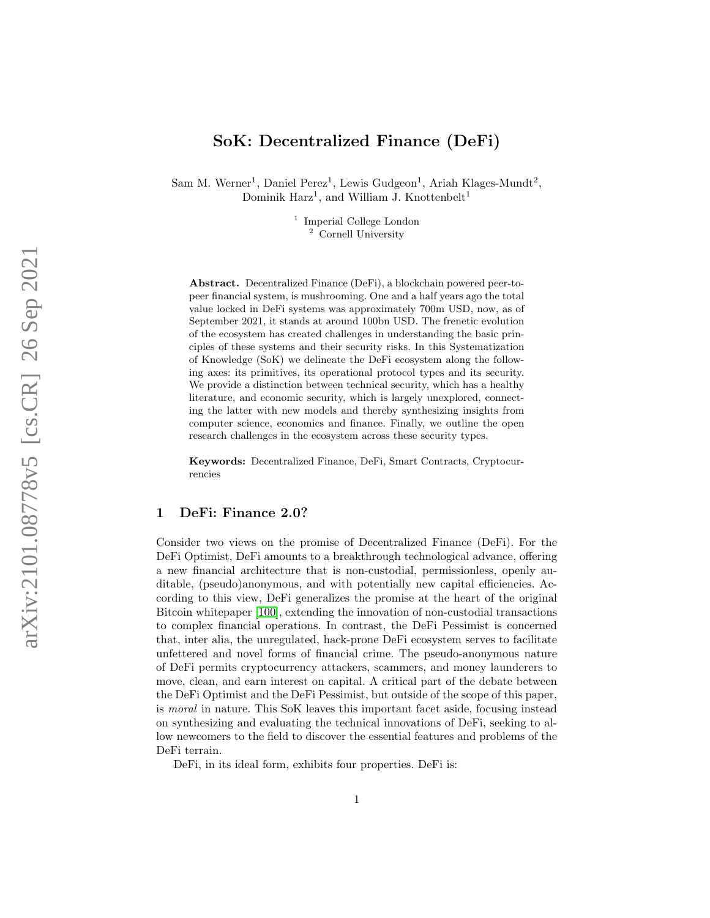# SoK: Decentralized Finance (DeFi)

Sam M. Werner[1], Daniel Perez[1], Lewis Gudgeon[1], Ariah Klages-Mundt[2], Dominik Harz[1], and William J. Knottenbelt[1]

[1] Imperial College London
[2] Cornell University

**Abstract.** Decentralized Finance (DeFi), a blockchain powered peer-to-peer financial system, is mushrooming. One and a half years ago the total value locked in DeFi systems was approximately 700m USD, now, as of September 2021, it stands at around 100bn USD. The frenetic evolution of the ecosystem has created challenges in understanding the basic principles of these systems and their security risks. In this Systematization of Knowledge (SoK) we delineate the DeFi ecosystem along the following axes: its primitives, its operational protocol types and its security. We provide a distinction between technical security, which has a healthy literature, and economic security, which is largely unexplored, connecting the latter with new models and thereby synthesizing insights from computer science, economics and finance. Finally, we outline the open research challenges in the ecosystem across these security types.

**Keywords:** Decentralized Finance, DeFi, Smart Contracts, Cryptocurrencies

## 1 DeFi: Finance 2.0?

Consider two views on the promise of Decentralized Finance (DeFi). For the DeFi Optimist, DeFi amounts to a breakthrough technological advance, offering a new financial architecture that is non-custodial, permissionless, openly auditable, (pseudo)anonymous, and with potentially new capital efficiencies. According to this view, DeFi generalizes the promise at the heart of the original Bitcoin whitepaper [100], extending the innovation of non-custodial transactions to complex financial operations. In contrast, the DeFi Pessimist is concerned that, inter alia, the unregulated, hack-prone DeFi ecosystem serves to facilitate unfettered and novel forms of financial crime. The pseudo-anonymous nature of DeFi permits cryptocurrency attackers, scammers, and money launderers to move, clean, and earn interest on capital. A critical part of the debate between the DeFi Optimist and the DeFi Pessimist, but outside of the scope of this paper, is *moral* in nature. This SoK leaves this important facet aside, focusing instead on synthesizing and evaluating the technical innovations of DeFi, seeking to allow newcomers to the field to discover the essential features and problems of the DeFi terrain.

DeFi, in its ideal form, exhibits four properties. DeFi is: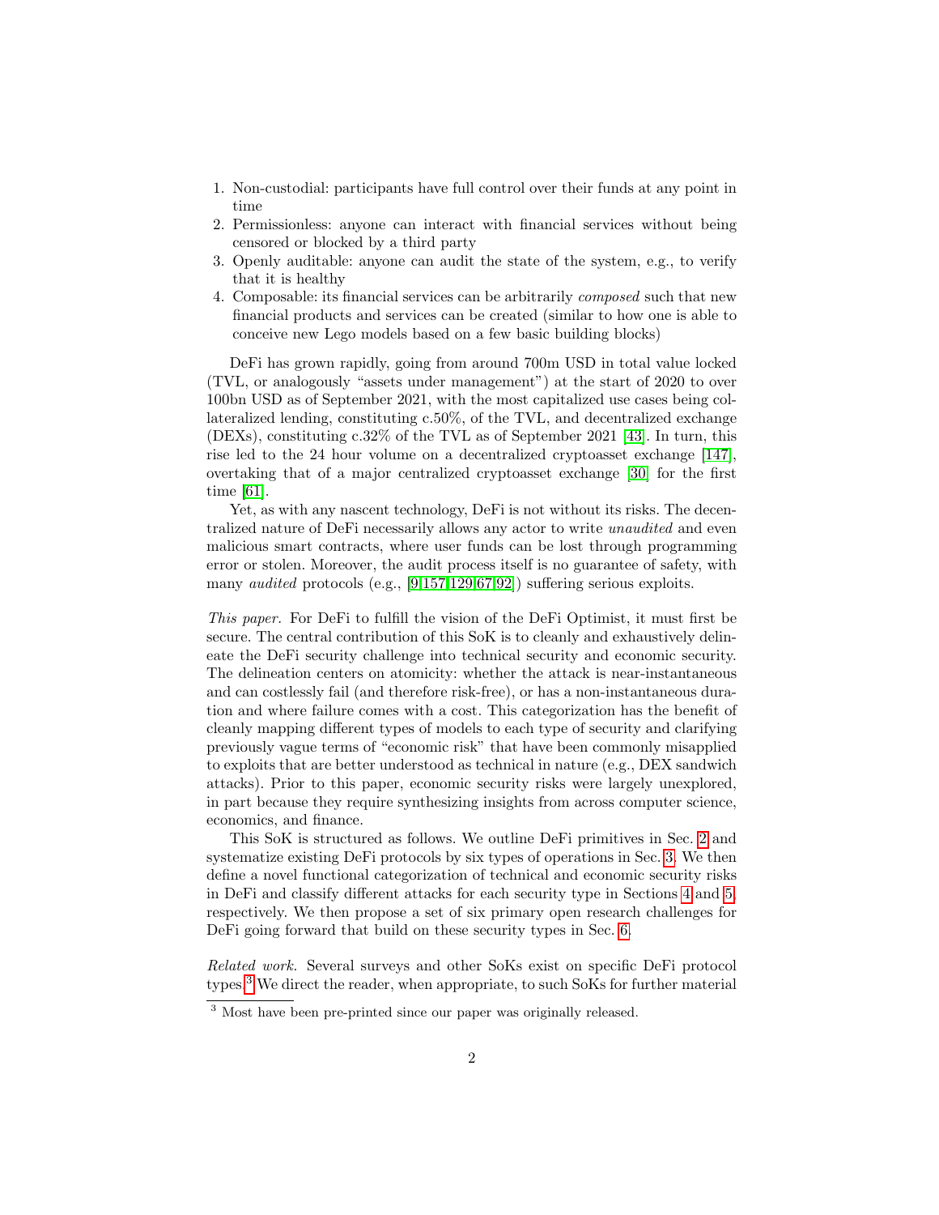1. Non-custodial: participants have full control over their funds at any point in time
2. Permissionless: anyone can interact with financial services without being censored or blocked by a third party
3. Openly auditable: anyone can audit the state of the system, e.g., to verify that it is healthy
4. Composable: its financial services can be arbitrarily *composed* such that new financial products and services can be created (similar to how one is able to conceive new Lego models based on a few basic building blocks)

DeFi has grown rapidly, going from around 700m USD in total value locked (TVL, or analogously "assets under management") at the start of 2020 to over 100bn USD as of September 2021, with the most capitalized use cases being collateralized lending, constituting c.50%, of the TVL, and decentralized exchange (DEXs), constituting c.32% of the TVL as of September 2021 [43]. In turn, this rise led to the 24 hour volume on a decentralized cryptoasset exchange [147], overtaking that of a major centralized cryptoasset exchange [30] for the first time [61].

Yet, as with any nascent technology, DeFi is not without its risks. The decentralized nature of DeFi necessarily allows any actor to write *unaudited* and even malicious smart contracts, where user funds can be lost through programming error or stolen. Moreover, the audit process itself is no guarantee of safety, with many *audited* protocols (e.g., [9,157,129,67,92]) suffering serious exploits.

*This paper.* For DeFi to fulfill the vision of the DeFi Optimist, it must first be secure. The central contribution of this SoK is to cleanly and exhaustively delineate the DeFi security challenge into technical security and economic security. The delineation centers on atomicity: whether the attack is near-instantaneous and can costlessly fail (and therefore risk-free), or has a non-instantaneous duration and where failure comes with a cost. This categorization has the benefit of cleanly mapping different types of models to each type of security and clarifying previously vague terms of "economic risk" that have been commonly misapplied to exploits that are better understood as technical in nature (e.g., DEX sandwich attacks). Prior to this paper, economic security risks were largely unexplored, in part because they require synthesizing insights from across computer science, economics, and finance.

This SoK is structured as follows. We outline DeFi primitives in Sec. 2 and systematize existing DeFi protocols by six types of operations in Sec. 3. We then define a novel functional categorization of technical and economic security risks in DeFi and classify different attacks for each security type in Sections 4 and 5, respectively. We then propose a set of six primary open research challenges for DeFi going forward that build on these security types in Sec. 6.

*Related work.* Several surveys and other SoKs exist on specific DeFi protocol types.[3] We direct the reader, when appropriate, to such SoKs for further material

[3] Most have been pre-printed since our paper was originally released.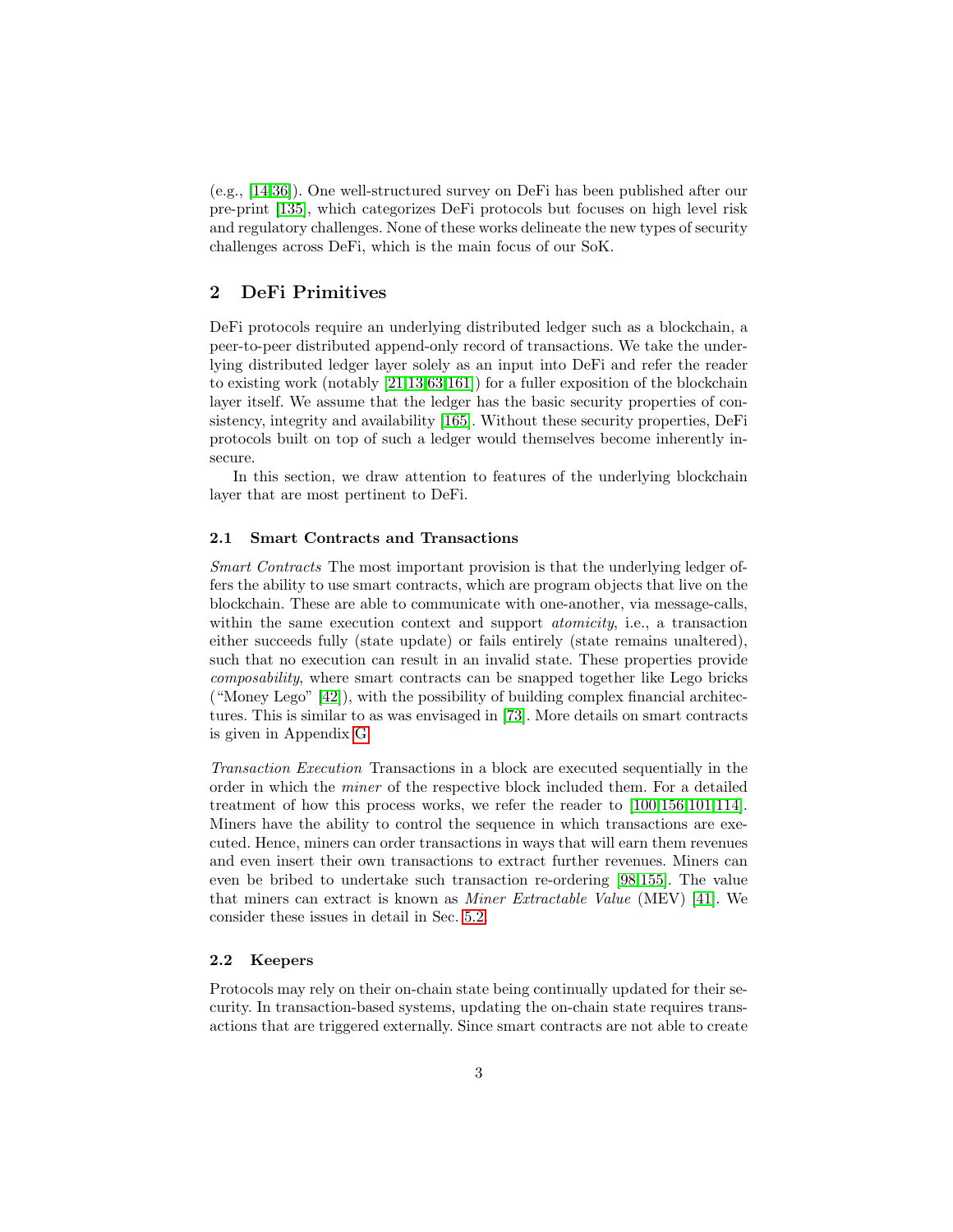(e.g., [14,36]). One well-structured survey on DeFi has been published after our pre-print [135], which categorizes DeFi protocols but focuses on high level risk and regulatory challenges. None of these works delineate the new types of security challenges across DeFi, which is the main focus of our SoK.

## 2 DeFi Primitives

DeFi protocols require an underlying distributed ledger such as a blockchain, a peer-to-peer distributed append-only record of transactions. We take the underlying distributed ledger layer solely as an input into DeFi and refer the reader to existing work (notably [21,13,63,161]) for a fuller exposition of the blockchain layer itself. We assume that the ledger has the basic security properties of consistency, integrity and availability [165]. Without these security properties, DeFi protocols built on top of such a ledger would themselves become inherently insecure.

In this section, we draw attention to features of the underlying blockchain layer that are most pertinent to DeFi.

### 2.1 Smart Contracts and Transactions

*Smart Contracts* The most important provision is that the underlying ledger offers the ability to use smart contracts, which are program objects that live on the blockchain. These are able to communicate with one-another, via message-calls, within the same execution context and support *atomicity*, i.e., a transaction either succeeds fully (state update) or fails entirely (state remains unaltered), such that no execution can result in an invalid state. These properties provide *composability*, where smart contracts can be snapped together like Lego bricks ("Money Lego" [42]), with the possibility of building complex financial architectures. This is similar to as was envisaged in [73]. More details on smart contracts is given in Appendix G.

*Transaction Execution* Transactions in a block are executed sequentially in the order in which the *miner* of the respective block included them. For a detailed treatment of how this process works, we refer the reader to [100,156,101,114]. Miners have the ability to control the sequence in which transactions are executed. Hence, miners can order transactions in ways that will earn them revenues and even insert their own transactions to extract further revenues. Miners can even be bribed to undertake such transaction re-ordering [98,155]. The value that miners can extract is known as *Miner Extractable Value* (MEV) [41]. We consider these issues in detail in Sec. 5.2.

### 2.2 Keepers

Protocols may rely on their on-chain state being continually updated for their security. In transaction-based systems, updating the on-chain state requires transactions that are triggered externally. Since smart contracts are not able to create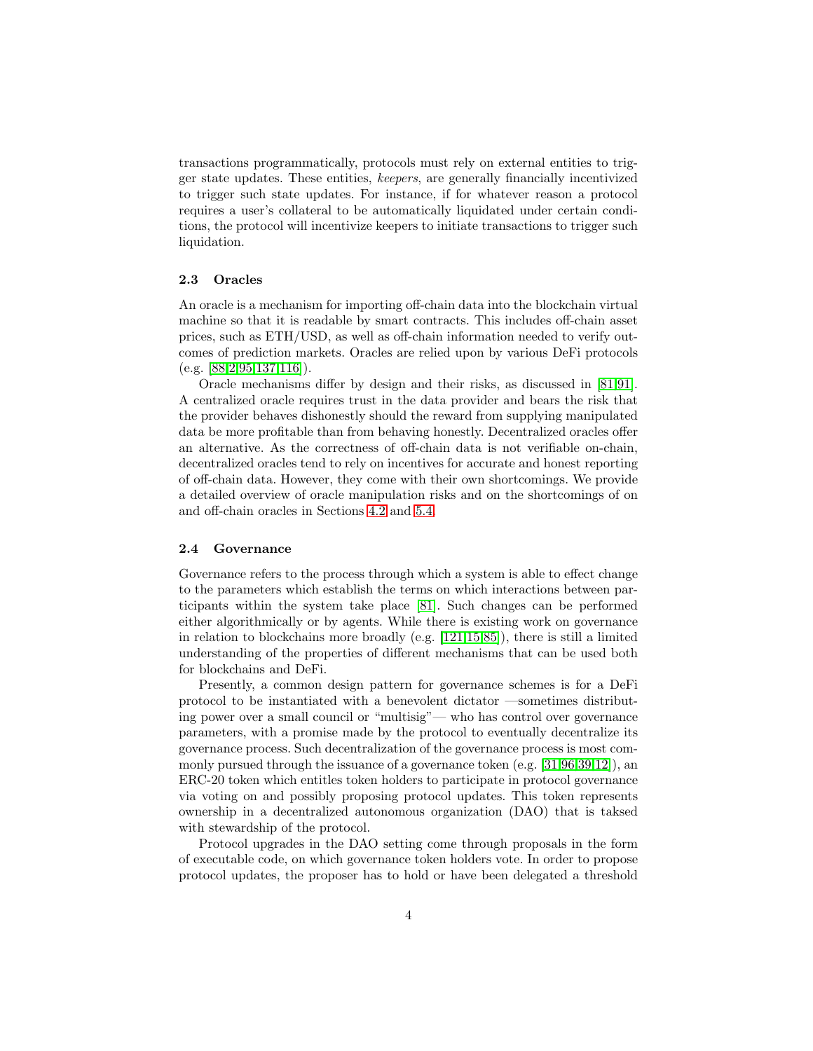transactions programmatically, protocols must rely on external entities to trigger state updates. These entities, *keepers*, are generally financially incentivized to trigger such state updates. For instance, if for whatever reason a protocol requires a user's collateral to be automatically liquidated under certain conditions, the protocol will incentivize keepers to initiate transactions to trigger such liquidation.

### 2.3 Oracles

An oracle is a mechanism for importing off-chain data into the blockchain virtual machine so that it is readable by smart contracts. This includes off-chain asset prices, such as ETH/USD, as well as off-chain information needed to verify outcomes of prediction markets. Oracles are relied upon by various DeFi protocols (e.g. [88,2,95,137,116]).

Oracle mechanisms differ by design and their risks, as discussed in [81,91]. A centralized oracle requires trust in the data provider and bears the risk that the provider behaves dishonestly should the reward from supplying manipulated data be more profitable than from behaving honestly. Decentralized oracles offer an alternative. As the correctness of off-chain data is not verifiable on-chain, decentralized oracles tend to rely on incentives for accurate and honest reporting of off-chain data. However, they come with their own shortcomings. We provide a detailed overview of oracle manipulation risks and on the shortcomings of on and off-chain oracles in Sections 4.2 and 5.4.

### 2.4 Governance

Governance refers to the process through which a system is able to effect change to the parameters which establish the terms on which interactions between participants within the system take place [81]. Such changes can be performed either algorithmically or by agents. While there is existing work on governance in relation to blockchains more broadly (e.g. [121,15,85]), there is still a limited understanding of the properties of different mechanisms that can be used both for blockchains and DeFi.

Presently, a common design pattern for governance schemes is for a DeFi protocol to be instantiated with a benevolent dictator —sometimes distributing power over a small council or "multisig"— who has control over governance parameters, with a promise made by the protocol to eventually decentralize its governance process. Such decentralization of the governance process is most commonly pursued through the issuance of a governance token (e.g. [31,96,39,12]), an ERC-20 token which entitles token holders to participate in protocol governance via voting on and possibly proposing protocol updates. This token represents ownership in a decentralized autonomous organization (DAO) that is taksed with stewardship of the protocol.

Protocol upgrades in the DAO setting come through proposals in the form of executable code, on which governance token holders vote. In order to propose protocol updates, the proposer has to hold or have been delegated a threshold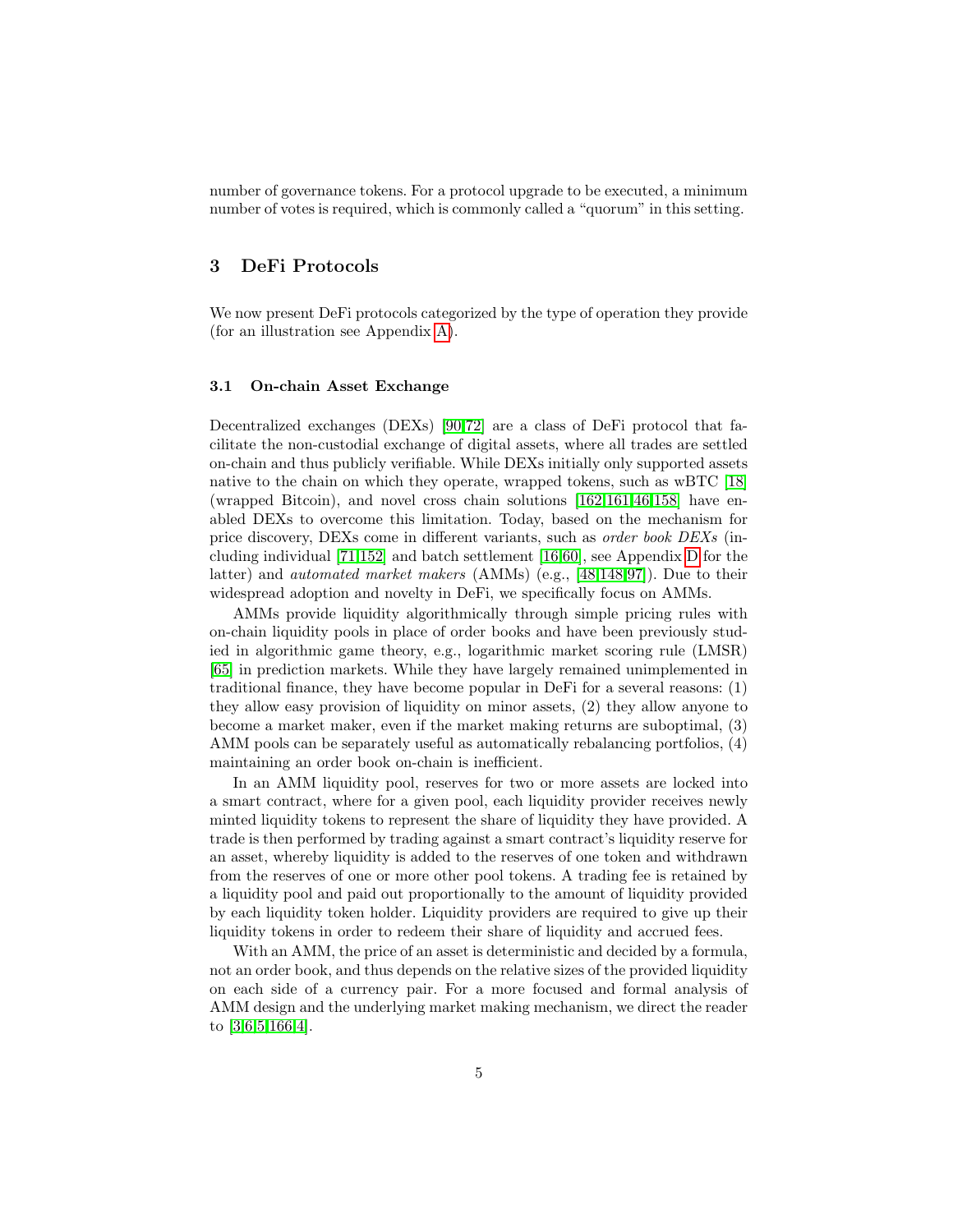number of governance tokens. For a protocol upgrade to be executed, a minimum number of votes is required, which is commonly called a "quorum" in this setting.

## 3 DeFi Protocols

We now present DeFi protocols categorized by the type of operation they provide (for an illustration see Appendix A).

### 3.1 On-chain Asset Exchange

Decentralized exchanges (DEXs) [90,72] are a class of DeFi protocol that facilitate the non-custodial exchange of digital assets, where all trades are settled on-chain and thus publicly verifiable. While DEXs initially only supported assets native to the chain on which they operate, wrapped tokens, such as wBTC [18] (wrapped Bitcoin), and novel cross chain solutions [162,161,46,158] have enabled DEXs to overcome this limitation. Today, based on the mechanism for price discovery, DEXs come in different variants, such as *order book DEXs* (including individual [71,152] and batch settlement [16,60], see Appendix D for the latter) and *automated market makers* (AMMs) (e.g., [48,148,97]). Due to their widespread adoption and novelty in DeFi, we specifically focus on AMMs.

AMMs provide liquidity algorithmically through simple pricing rules with on-chain liquidity pools in place of order books and have been previously studied in algorithmic game theory, e.g., logarithmic market scoring rule (LMSR) [65] in prediction markets. While they have largely remained unimplemented in traditional finance, they have become popular in DeFi for a several reasons: (1) they allow easy provision of liquidity on minor assets, (2) they allow anyone to become a market maker, even if the market making returns are suboptimal, (3) AMM pools can be separately useful as automatically rebalancing portfolios, (4) maintaining an order book on-chain is inefficient.

In an AMM liquidity pool, reserves for two or more assets are locked into a smart contract, where for a given pool, each liquidity provider receives newly minted liquidity tokens to represent the share of liquidity they have provided. A trade is then performed by trading against a smart contract's liquidity reserve for an asset, whereby liquidity is added to the reserves of one token and withdrawn from the reserves of one or more other pool tokens. A trading fee is retained by a liquidity pool and paid out proportionally to the amount of liquidity provided by each liquidity token holder. Liquidity providers are required to give up their liquidity tokens in order to redeem their share of liquidity and accrued fees.

With an AMM, the price of an asset is deterministic and decided by a formula, not an order book, and thus depends on the relative sizes of the provided liquidity on each side of a currency pair. For a more focused and formal analysis of AMM design and the underlying market making mechanism, we direct the reader to [3,6,5,166,4].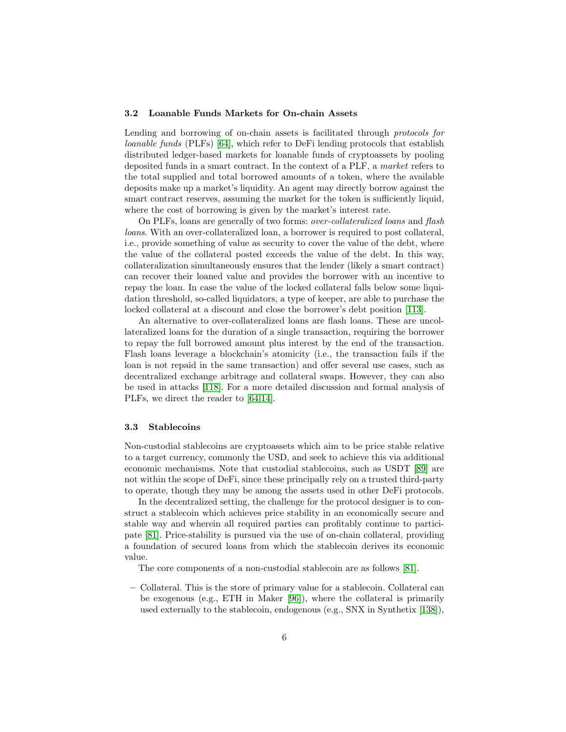### 3.2 Loanable Funds Markets for On-chain Assets

Lending and borrowing of on-chain assets is facilitated through *protocols for loanable funds* (PLFs) [64], which refer to DeFi lending protocols that establish distributed ledger-based markets for loanable funds of cryptoassets by pooling deposited funds in a smart contract. In the context of a PLF, a *market* refers to the total supplied and total borrowed amounts of a token, where the available deposits make up a market's liquidity. An agent may directly borrow against the smart contract reserves, assuming the market for the token is sufficiently liquid, where the cost of borrowing is given by the market's interest rate.

On PLFs, loans are generally of two forms: *over-collateralized loans* and *flash loans*. With an over-collateralized loan, a borrower is required to post collateral, i.e., provide something of value as security to cover the value of the debt, where the value of the collateral posted exceeds the value of the debt. In this way, collateralization simultaneously ensures that the lender (likely a smart contract) can recover their loaned value and provides the borrower with an incentive to repay the loan. In case the value of the locked collateral falls below some liquidation threshold, so-called liquidators, a type of keeper, are able to purchase the locked collateral at a discount and close the borrower's debt position [113].

An alternative to over-collateralized loans are flash loans. These are uncollateralized loans for the duration of a single transaction, requiring the borrower to repay the full borrowed amount plus interest by the end of the transaction. Flash loans leverage a blockchain's atomicity (i.e., the transaction fails if the loan is not repaid in the same transaction) and offer several use cases, such as decentralized exchange arbitrage and collateral swaps. However, they can also be used in attacks [118]. For a more detailed discussion and formal analysis of PLFs, we direct the reader to [64,14].

### 3.3 Stablecoins

Non-custodial stablecoins are cryptoassets which aim to be price stable relative to a target currency, commonly the USD, and seek to achieve this via additional economic mechanisms. Note that custodial stablecoins, such as USDT [89] are not within the scope of DeFi, since these principally rely on a trusted third-party to operate, though they may be among the assets used in other DeFi protocols.

In the decentralized setting, the challenge for the protocol designer is to construct a stablecoin which achieves price stability in an economically secure and stable way and wherein all required parties can profitably continue to participate [81]. Price-stability is pursued via the use of on-chain collateral, providing a foundation of secured loans from which the stablecoin derives its economic value.

The core components of a non-custodial stablecoin are as follows [81].

- Collateral. This is the store of primary value for a stablecoin. Collateral can be exogenous (e.g., ETH in Maker [96]), where the collateral is primarily used externally to the stablecoin, endogenous (e.g., SNX in Synthetix [138]),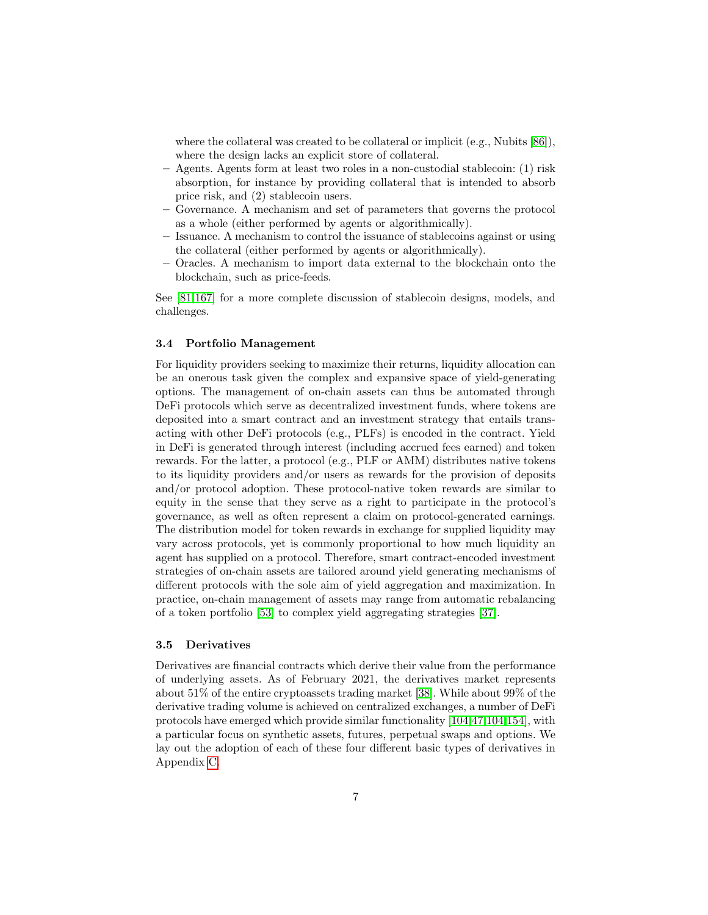where the collateral was created to be collateral or implicit (e.g., Nubits [86]), where the design lacks an explicit store of collateral.

- Agents. Agents form at least two roles in a non-custodial stablecoin: (1) risk absorption, for instance by providing collateral that is intended to absorb price risk, and (2) stablecoin users.
- Governance. A mechanism and set of parameters that governs the protocol as a whole (either performed by agents or algorithmically).
- Issuance. A mechanism to control the issuance of stablecoins against or using the collateral (either performed by agents or algorithmically).
- Oracles. A mechanism to import data external to the blockchain onto the blockchain, such as price-feeds.

See [81,167] for a more complete discussion of stablecoin designs, models, and challenges.

### 3.4 Portfolio Management

For liquidity providers seeking to maximize their returns, liquidity allocation can be an onerous task given the complex and expansive space of yield-generating options. The management of on-chain assets can thus be automated through DeFi protocols which serve as decentralized investment funds, where tokens are deposited into a smart contract and an investment strategy that entails transacting with other DeFi protocols (e.g., PLFs) is encoded in the contract. Yield in DeFi is generated through interest (including accrued fees earned) and token rewards. For the latter, a protocol (e.g., PLF or AMM) distributes native tokens to its liquidity providers and/or users as rewards for the provision of deposits and/or protocol adoption. These protocol-native token rewards are similar to equity in the sense that they serve as a right to participate in the protocol's governance, as well as often represent a claim on protocol-generated earnings. The distribution model for token rewards in exchange for supplied liquidity may vary across protocols, yet is commonly proportional to how much liquidity an agent has supplied on a protocol. Therefore, smart contract-encoded investment strategies of on-chain assets are tailored around yield generating mechanisms of different protocols with the sole aim of yield aggregation and maximization. In practice, on-chain management of assets may range from automatic rebalancing of a token portfolio [53] to complex yield aggregating strategies [37].

### 3.5 Derivatives

Derivatives are financial contracts which derive their value from the performance of underlying assets. As of February 2021, the derivatives market represents about 51% of the entire cryptoassets trading market [38]. While about 99% of the derivative trading volume is achieved on centralized exchanges, a number of DeFi protocols have emerged which provide similar functionality [104,47,104,154], with a particular focus on synthetic assets, futures, perpetual swaps and options. We lay out the adoption of each of these four different basic types of derivatives in Appendix C.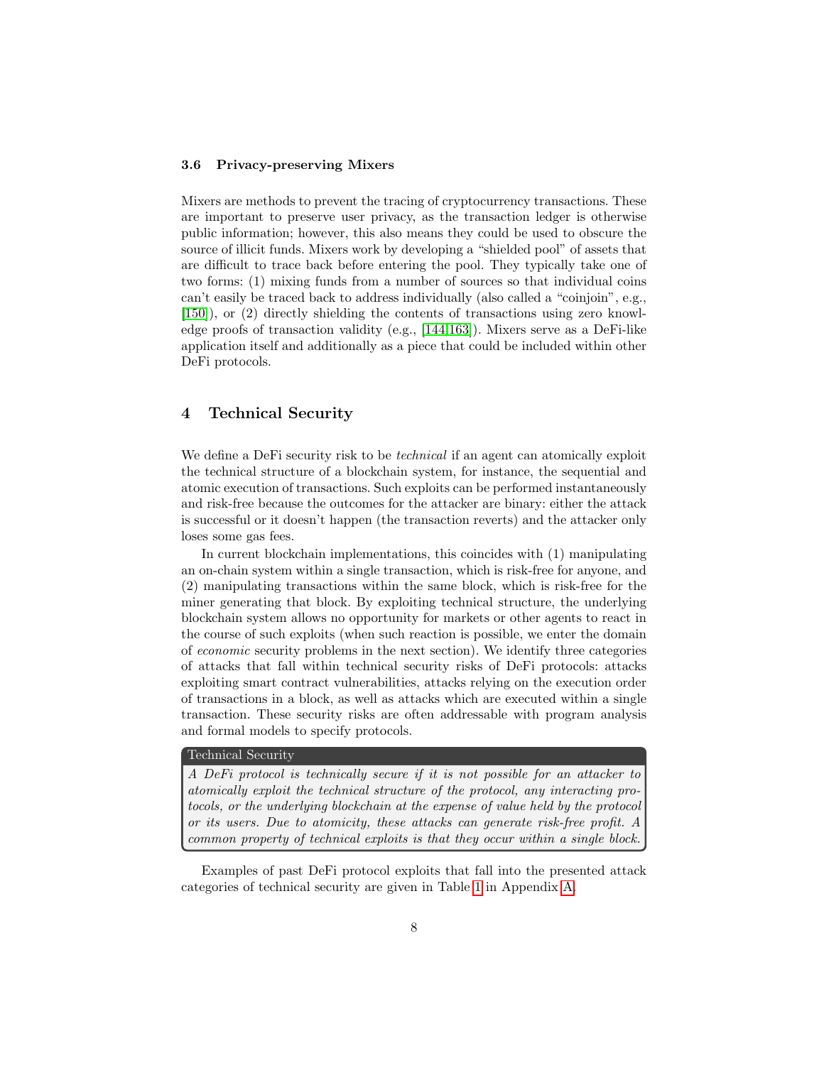### 3.6 Privacy-preserving Mixers

Mixers are methods to prevent the tracing of cryptocurrency transactions. These are important to preserve user privacy, as the transaction ledger is otherwise public information; however, this also means they could be used to obscure the source of illicit funds. Mixers work by developing a "shielded pool" of assets that are difficult to trace back before entering the pool. They typically take one of two forms: (1) mixing funds from a number of sources so that individual coins can't easily be traced back to address individually (also called a "coinjoin", e.g., [150]), or (2) directly shielding the contents of transactions using zero knowledge proofs of transaction validity (e.g., [144,163]). Mixers serve as a DeFi-like application itself and additionally as a piece that could be included within other DeFi protocols.

## 4 Technical Security

We define a DeFi security risk to be *technical* if an agent can atomically exploit the technical structure of a blockchain system, for instance, the sequential and atomic execution of transactions. Such exploits can be performed instantaneously and risk-free because the outcomes for the attacker are binary: either the attack is successful or it doesn't happen (the transaction reverts) and the attacker only loses some gas fees.

In current blockchain implementations, this coincides with (1) manipulating an on-chain system within a single transaction, which is risk-free for anyone, and (2) manipulating transactions within the same block, which is risk-free for the miner generating that block. By exploiting technical structure, the underlying blockchain system allows no opportunity for markets or other agents to react in the course of such exploits (when such reaction is possible, we enter the domain of *economic* security problems in the next section). We identify three categories of attacks that fall within technical security risks of DeFi protocols: attacks exploiting smart contract vulnerabilities, attacks relying on the execution order of transactions in a block, as well as attacks which are executed within a single transaction. These security risks are often addressable with program analysis and formal models to specify protocols.

**Technical Security**

*A DeFi protocol is technically secure if it is not possible for an attacker to atomically exploit the technical structure of the protocol, any interacting protocols, or the underlying blockchain at the expense of value held by the protocol or its users. Due to atomicity, these attacks can generate risk-free profit. A common property of technical exploits is that they occur within a single block.*

Examples of past DeFi protocol exploits that fall into the presented attack categories of technical security are given in Table 1 in Appendix A.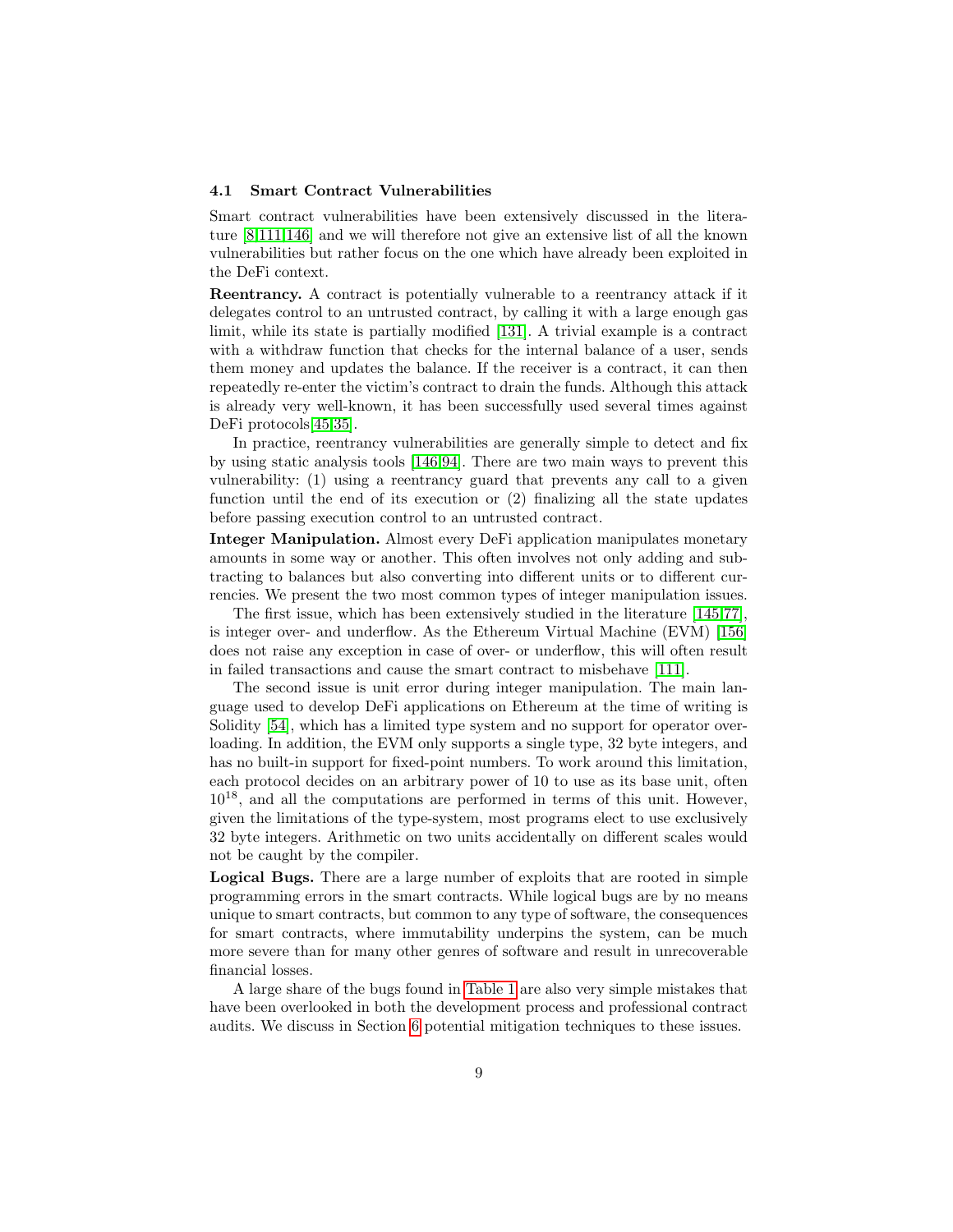### 4.1 Smart Contract Vulnerabilities

Smart contract vulnerabilities have been extensively discussed in the literature [8,111,146] and we will therefore not give an extensive list of all the known vulnerabilities but rather focus on the one which have already been exploited in the DeFi context.

**Reentrancy.** A contract is potentially vulnerable to a reentrancy attack if it delegates control to an untrusted contract, by calling it with a large enough gas limit, while its state is partially modified [131]. A trivial example is a contract with a withdraw function that checks for the internal balance of a user, sends them money and updates the balance. If the receiver is a contract, it can then repeatedly re-enter the victim's contract to drain the funds. Although this attack is already very well-known, it has been successfully used several times against DeFi protocols[45,35].

In practice, reentrancy vulnerabilities are generally simple to detect and fix by using static analysis tools [146,94]. There are two main ways to prevent this vulnerability: (1) using a reentrancy guard that prevents any call to a given function until the end of its execution or (2) finalizing all the state updates before passing execution control to an untrusted contract.

**Integer Manipulation.** Almost every DeFi application manipulates monetary amounts in some way or another. This often involves not only adding and subtracting to balances but also converting into different units or to different currencies. We present the two most common types of integer manipulation issues.

The first issue, which has been extensively studied in the literature [145,77], is integer over- and underflow. As the Ethereum Virtual Machine (EVM) [156] does not raise any exception in case of over- or underflow, this will often result in failed transactions and cause the smart contract to misbehave [111].

The second issue is unit error during integer manipulation. The main language used to develop DeFi applications on Ethereum at the time of writing is Solidity [54], which has a limited type system and no support for operator overloading. In addition, the EVM only supports a single type, 32 byte integers, and has no built-in support for fixed-point numbers. To work around this limitation, each protocol decides on an arbitrary power of 10 to use as its base unit, often $10^{18}$, and all the computations are performed in terms of this unit. However, given the limitations of the type-system, most programs elect to use exclusively 32 byte integers. Arithmetic on two units accidentally on different scales would not be caught by the compiler.

**Logical Bugs.** There are a large number of exploits that are rooted in simple programming errors in the smart contracts. While logical bugs are by no means unique to smart contracts, but common to any type of software, the consequences for smart contracts, where immutability underpins the system, can be much more severe than for many other genres of software and result in unrecoverable financial losses.

A large share of the bugs found in Table 1 are also very simple mistakes that have been overlooked in both the development process and professional contract audits. We discuss in Section 6 potential mitigation techniques to these issues.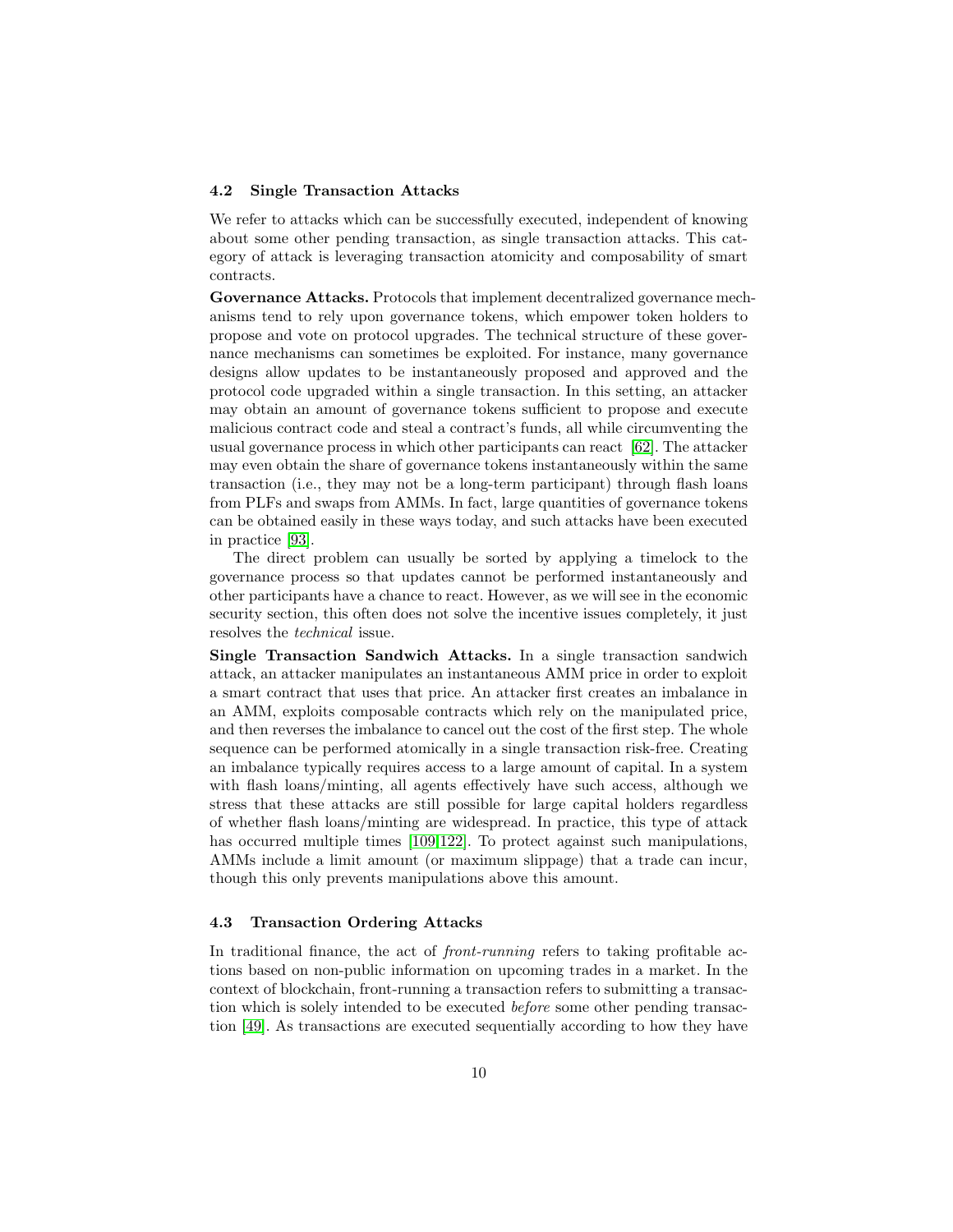### 4.2 Single Transaction Attacks

We refer to attacks which can be successfully executed, independent of knowing about some other pending transaction, as single transaction attacks. This category of attack is leveraging transaction atomicity and composability of smart contracts.

**Governance Attacks.** Protocols that implement decentralized governance mechanisms tend to rely upon governance tokens, which empower token holders to propose and vote on protocol upgrades. The technical structure of these governance mechanisms can sometimes be exploited. For instance, many governance designs allow updates to be instantaneously proposed and approved and the protocol code upgraded within a single transaction. In this setting, an attacker may obtain an amount of governance tokens sufficient to propose and execute malicious contract code and steal a contract's funds, all while circumventing the usual governance process in which other participants can react [62]. The attacker may even obtain the share of governance tokens instantaneously within the same transaction (i.e., they may not be a long-term participant) through flash loans from PLFs and swaps from AMMs. In fact, large quantities of governance tokens can be obtained easily in these ways today, and such attacks have been executed in practice [93].

The direct problem can usually be sorted by applying a timelock to the governance process so that updates cannot be performed instantaneously and other participants have a chance to react. However, as we will see in the economic security section, this often does not solve the incentive issues completely, it just resolves the *technical* issue.

**Single Transaction Sandwich Attacks.** In a single transaction sandwich attack, an attacker manipulates an instantaneous AMM price in order to exploit a smart contract that uses that price. An attacker first creates an imbalance in an AMM, exploits composable contracts which rely on the manipulated price, and then reverses the imbalance to cancel out the cost of the first step. The whole sequence can be performed atomically in a single transaction risk-free. Creating an imbalance typically requires access to a large amount of capital. In a system with flash loans/minting, all agents effectively have such access, although we stress that these attacks are still possible for large capital holders regardless of whether flash loans/minting are widespread. In practice, this type of attack has occurred multiple times [109,122]. To protect against such manipulations, AMMs include a limit amount (or maximum slippage) that a trade can incur, though this only prevents manipulations above this amount.

### 4.3 Transaction Ordering Attacks

In traditional finance, the act of *front-running* refers to taking profitable actions based on non-public information on upcoming trades in a market. In the context of blockchain, front-running a transaction refers to submitting a transaction which is solely intended to be executed *before* some other pending transaction [49]. As transactions are executed sequentially according to how they have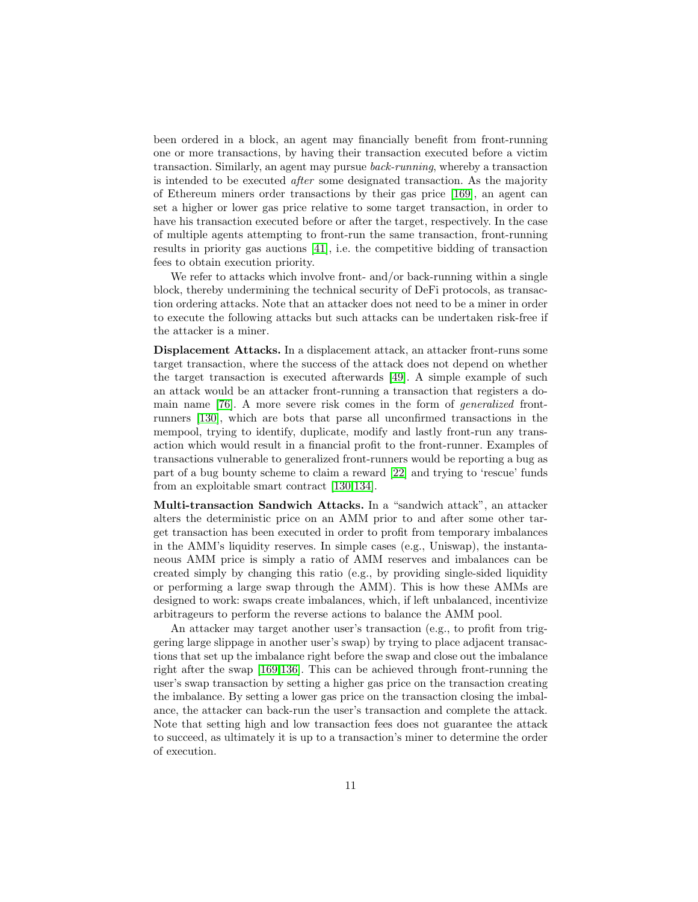been ordered in a block, an agent may financially benefit from front-running one or more transactions, by having their transaction executed before a victim transaction. Similarly, an agent may pursue *back-running*, whereby a transaction is intended to be executed *after* some designated transaction. As the majority of Ethereum miners order transactions by their gas price [169], an agent can set a higher or lower gas price relative to some target transaction, in order to have his transaction executed before or after the target, respectively. In the case of multiple agents attempting to front-run the same transaction, front-running results in priority gas auctions [41], i.e. the competitive bidding of transaction fees to obtain execution priority.

We refer to attacks which involve front- and/or back-running within a single block, thereby undermining the technical security of DeFi protocols, as transaction ordering attacks. Note that an attacker does not need to be a miner in order to execute the following attacks but such attacks can be undertaken risk-free if the attacker is a miner.

**Displacement Attacks.** In a displacement attack, an attacker front-runs some target transaction, where the success of the attack does not depend on whether the target transaction is executed afterwards [49]. A simple example of such an attack would be an attacker front-running a transaction that registers a domain name [76]. A more severe risk comes in the form of *generalized* front-runners [130], which are bots that parse all unconfirmed transactions in the mempool, trying to identify, duplicate, modify and lastly front-run any transaction which would result in a financial profit to the front-runner. Examples of transactions vulnerable to generalized front-runners would be reporting a bug as part of a bug bounty scheme to claim a reward [22] and trying to 'rescue' funds from an exploitable smart contract [130,134].

**Multi-transaction Sandwich Attacks.** In a "sandwich attack", an attacker alters the deterministic price on an AMM prior to and after some other target transaction has been executed in order to profit from temporary imbalances in the AMM's liquidity reserves. In simple cases (e.g., Uniswap), the instantaneous AMM price is simply a ratio of AMM reserves and imbalances can be created simply by changing this ratio (e.g., by providing single-sided liquidity or performing a large swap through the AMM). This is how these AMMs are designed to work: swaps create imbalances, which, if left unbalanced, incentivize arbitrageurs to perform the reverse actions to balance the AMM pool.

An attacker may target another user's transaction (e.g., to profit from triggering large slippage in another user's swap) by trying to place adjacent transactions that set up the imbalance right before the swap and close out the imbalance right after the swap [169,136]. This can be achieved through front-running the user's swap transaction by setting a higher gas price on the transaction creating the imbalance. By setting a lower gas price on the transaction closing the imbalance, the attacker can back-run the user's transaction and complete the attack. Note that setting high and low transaction fees does not guarantee the attack to succeed, as ultimately it is up to a transaction's miner to determine the order of execution.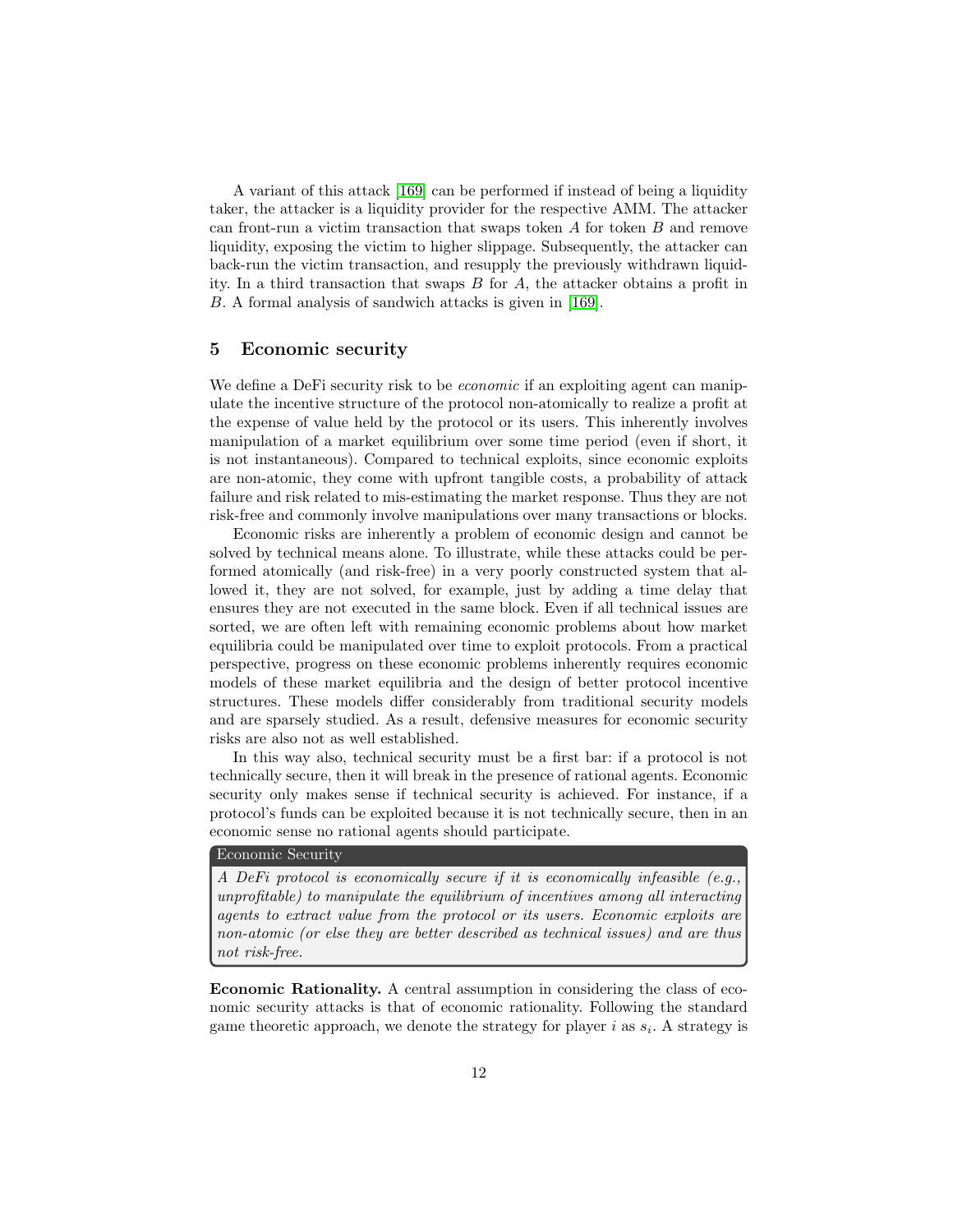A variant of this attack [169] can be performed if instead of being a liquidity taker, the attacker is a liquidity provider for the respective AMM. The attacker can front-run a victim transaction that swaps token $A$ for token $B$ and remove liquidity, exposing the victim to higher slippage. Subsequently, the attacker can back-run the victim transaction, and resupply the previously withdrawn liquidity. In a third transaction that swaps $B$ for $A$, the attacker obtains a profit in $B$. A formal analysis of sandwich attacks is given in [169].

## 5 Economic security

We define a DeFi security risk to be *economic* if an exploiting agent can manipulate the incentive structure of the protocol non-atomically to realize a profit at the expense of value held by the protocol or its users. This inherently involves manipulation of a market equilibrium over some time period (even if short, it is not instantaneous). Compared to technical exploits, since economic exploits are non-atomic, they come with upfront tangible costs, a probability of attack failure and risk related to mis-estimating the market response. Thus they are not risk-free and commonly involve manipulations over many transactions or blocks.

Economic risks are inherently a problem of economic design and cannot be solved by technical means alone. To illustrate, while these attacks could be performed atomically (and risk-free) in a very poorly constructed system that allowed it, they are not solved, for example, just by adding a time delay that ensures they are not executed in the same block. Even if all technical issues are sorted, we are often left with remaining economic problems about how market equilibria could be manipulated over time to exploit protocols. From a practical perspective, progress on these economic problems inherently requires economic models of these market equilibria and the design of better protocol incentive structures. These models differ considerably from traditional security models and are sparsely studied. As a result, defensive measures for economic security risks are also not as well established.

In this way also, technical security must be a first bar: if a protocol is not technically secure, then it will break in the presence of rational agents. Economic security only makes sense if technical security is achieved. For instance, if a protocol's funds can be exploited because it is not technically secure, then in an economic sense no rational agents should participate.

> **Economic Security**
>
> *A DeFi protocol is economically secure if it is economically infeasible (e.g., unprofitable) to manipulate the equilibrium of incentives among all interacting agents to extract value from the protocol or its users. Economic exploits are non-atomic (or else they are better described as technical issues) and are thus not risk-free.*

**Economic Rationality.** A central assumption in considering the class of economic security attacks is that of economic rationality. Following the standard game theoretic approach, we denote the strategy for player $i$ as $s_i$. A strategy is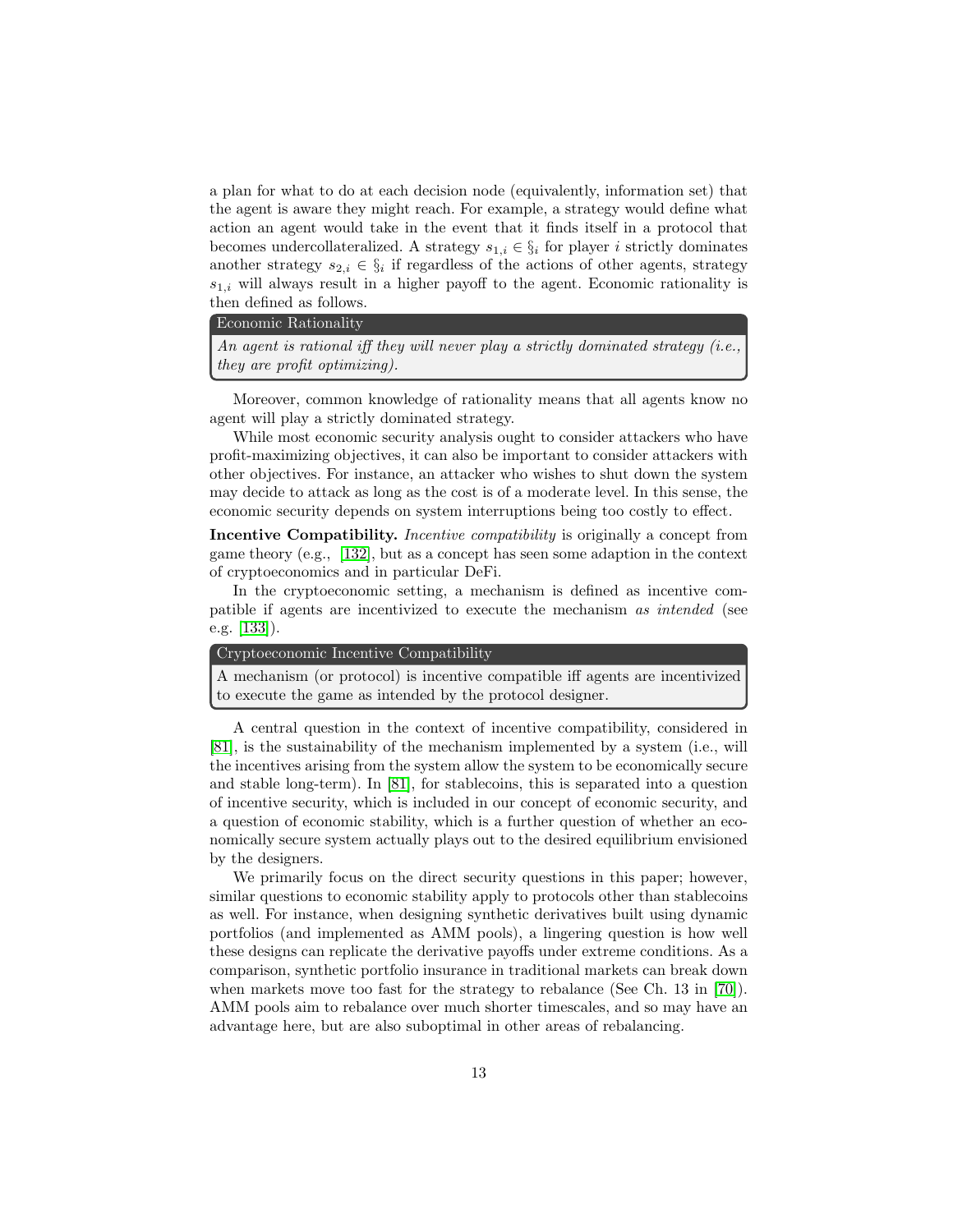a plan for what to do at each decision node (equivalently, information set) that the agent is aware they might reach. For example, a strategy would define what action an agent would take in the event that it finds itself in a protocol that becomes undercollateralized. A strategy $s_{1,i} \in \S_i$ for player $i$ strictly dominates another strategy $s_{2,i} \in \S_i$ if regardless of the actions of other agents, strategy $s_{1,i}$ will always result in a higher payoff to the agent. Economic rationality is then defined as follows.

> **Economic Rationality**
>
> *An agent is rational iff they will never play a strictly dominated strategy (i.e., they are profit optimizing).*

Moreover, common knowledge of rationality means that all agents know no agent will play a strictly dominated strategy.

While most economic security analysis ought to consider attackers who have profit-maximizing objectives, it can also be important to consider attackers with other objectives. For instance, an attacker who wishes to shut down the system may decide to attack as long as the cost is of a moderate level. In this sense, the economic security depends on system interruptions being too costly to effect.

**Incentive Compatibility.** *Incentive compatibility* is originally a concept from game theory (e.g., [132], but as a concept has seen some adaption in the context of cryptoeconomics and in particular DeFi.

In the cryptoeconomic setting, a mechanism is defined as incentive compatible if agents are incentivized to execute the mechanism *as intended* (see e.g. [133]).

> **Cryptoeconomic Incentive Compatibility**
>
> A mechanism (or protocol) is incentive compatible iff agents are incentivized to execute the game as intended by the protocol designer.

A central question in the context of incentive compatibility, considered in [81], is the sustainability of the mechanism implemented by a system (i.e., will the incentives arising from the system allow the system to be economically secure and stable long-term). In [81], for stablecoins, this is separated into a question of incentive security, which is included in our concept of economic security, and a question of economic stability, which is a further question of whether an economically secure system actually plays out to the desired equilibrium envisioned by the designers.

We primarily focus on the direct security questions in this paper; however, similar questions to economic stability apply to protocols other than stablecoins as well. For instance, when designing synthetic derivatives built using dynamic portfolios (and implemented as AMM pools), a lingering question is how well these designs can replicate the derivative payoffs under extreme conditions. As a comparison, synthetic portfolio insurance in traditional markets can break down when markets move too fast for the strategy to rebalance (See Ch. 13 in [70]). AMM pools aim to rebalance over much shorter timescales, and so may have an advantage here, but are also suboptimal in other areas of rebalancing.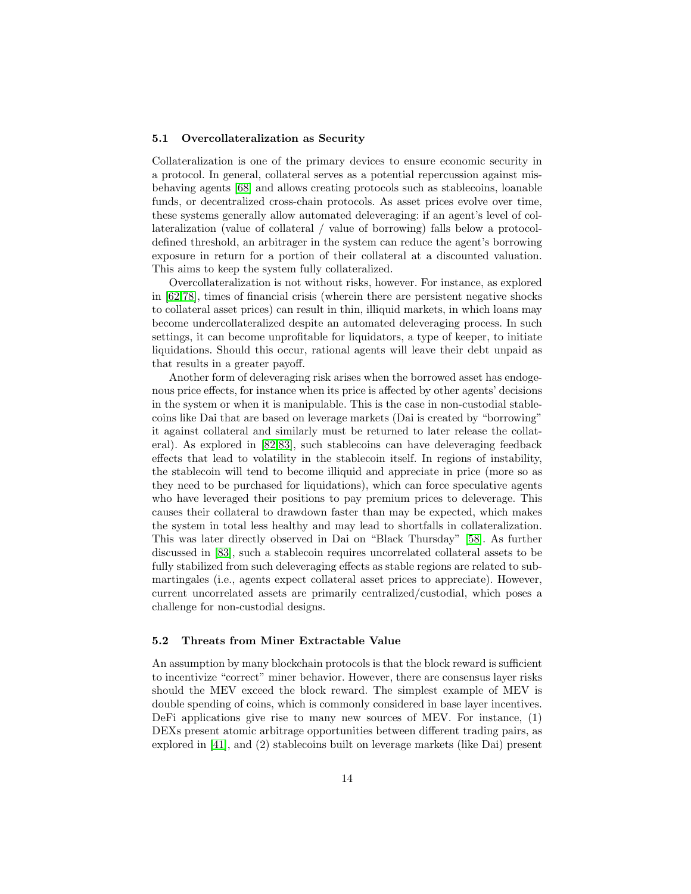### 5.1 Overcollateralization as Security

Collateralization is one of the primary devices to ensure economic security in a protocol. In general, collateral serves as a potential repercussion against misbehaving agents [68] and allows creating protocols such as stablecoins, loanable funds, or decentralized cross-chain protocols. As asset prices evolve over time, these systems generally allow automated deleveraging: if an agent's level of collateralization (value of collateral / value of borrowing) falls below a protocol-defined threshold, an arbitrager in the system can reduce the agent's borrowing exposure in return for a portion of their collateral at a discounted valuation. This aims to keep the system fully collateralized.

Overcollateralization is not without risks, however. For instance, as explored in [62,78], times of financial crisis (wherein there are persistent negative shocks to collateral asset prices) can result in thin, illiquid markets, in which loans may become undercollateralized despite an automated deleveraging process. In such settings, it can become unprofitable for liquidators, a type of keeper, to initiate liquidations. Should this occur, rational agents will leave their debt unpaid as that results in a greater payoff.

Another form of deleveraging risk arises when the borrowed asset has endogenous price effects, for instance when its price is affected by other agents' decisions in the system or when it is manipulable. This is the case in non-custodial stablecoins like Dai that are based on leverage markets (Dai is created by "borrowing" it against collateral and similarly must be returned to later release the collateral). As explored in [82,83], such stablecoins can have deleveraging feedback effects that lead to volatility in the stablecoin itself. In regions of instability, the stablecoin will tend to become illiquid and appreciate in price (more so as they need to be purchased for liquidations), which can force speculative agents who have leveraged their positions to pay premium prices to deleverage. This causes their collateral to drawdown faster than may be expected, which makes the system in total less healthy and may lead to shortfalls in collateralization. This was later directly observed in Dai on "Black Thursday" [58]. As further discussed in [83], such a stablecoin requires uncorrelated collateral assets to be fully stabilized from such deleveraging effects as stable regions are related to submartingales (i.e., agents expect collateral asset prices to appreciate). However, current uncorrelated assets are primarily centralized/custodial, which poses a challenge for non-custodial designs.

### 5.2 Threats from Miner Extractable Value

An assumption by many blockchain protocols is that the block reward is sufficient to incentivize "correct" miner behavior. However, there are consensus layer risks should the MEV exceed the block reward. The simplest example of MEV is double spending of coins, which is commonly considered in base layer incentives. DeFi applications give rise to many new sources of MEV. For instance, (1) DEXs present atomic arbitrage opportunities between different trading pairs, as explored in [41], and (2) stablecoins built on leverage markets (like Dai) present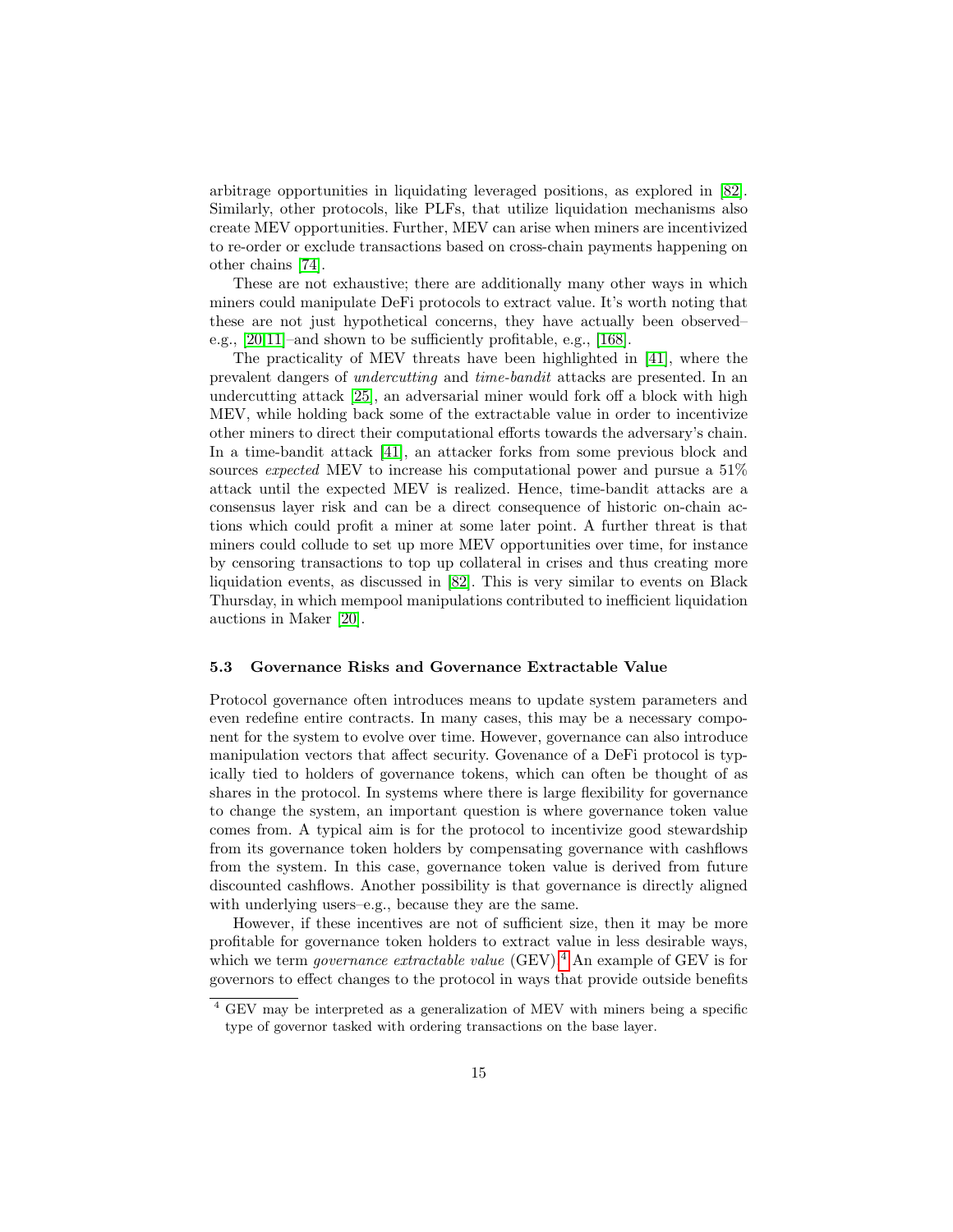arbitrage opportunities in liquidating leveraged positions, as explored in [82]. Similarly, other protocols, like PLFs, that utilize liquidation mechanisms also create MEV opportunities. Further, MEV can arise when miners are incentivized to re-order or exclude transactions based on cross-chain payments happening on other chains [74].

These are not exhaustive; there are additionally many other ways in which miners could manipulate DeFi protocols to extract value. It's worth noting that these are not just hypothetical concerns, they have actually been observed–e.g., [20,11]–and shown to be sufficiently profitable, e.g., [168].

The practicality of MEV threats have been highlighted in [41], where the prevalent dangers of *undercutting* and *time-bandit* attacks are presented. In an undercutting attack [25], an adversarial miner would fork off a block with high MEV, while holding back some of the extractable value in order to incentivize other miners to direct their computational efforts towards the adversary's chain. In a time-bandit attack [41], an attacker forks from some previous block and sources *expected* MEV to increase his computational power and pursue a 51% attack until the expected MEV is realized. Hence, time-bandit attacks are a consensus layer risk and can be a direct consequence of historic on-chain actions which could profit a miner at some later point. A further threat is that miners could collude to set up more MEV opportunities over time, for instance by censoring transactions to top up collateral in crises and thus creating more liquidation events, as discussed in [82]. This is very similar to events on Black Thursday, in which mempool manipulations contributed to inefficient liquidation auctions in Maker [20].

### 5.3 Governance Risks and Governance Extractable Value

Protocol governance often introduces means to update system parameters and even redefine entire contracts. In many cases, this may be a necessary component for the system to evolve over time. However, governance can also introduce manipulation vectors that affect security. Govenance of a DeFi protocol is typically tied to holders of governance tokens, which can often be thought of as shares in the protocol. In systems where there is large flexibility for governance to change the system, an important question is where governance token value comes from. A typical aim is for the protocol to incentivize good stewardship from its governance token holders by compensating governance with cashflows from the system. In this case, governance token value is derived from future discounted cashflows. Another possibility is that governance is directly aligned with underlying users–e.g., because they are the same.

However, if these incentives are not of sufficient size, then it may be more profitable for governance token holders to extract value in less desirable ways, which we term *governance extractable value* (GEV).[4] An example of GEV is for governors to effect changes to the protocol in ways that provide outside benefits

[4] GEV may be interpreted as a generalization of MEV with miners being a specific type of governor tasked with ordering transactions on the base layer.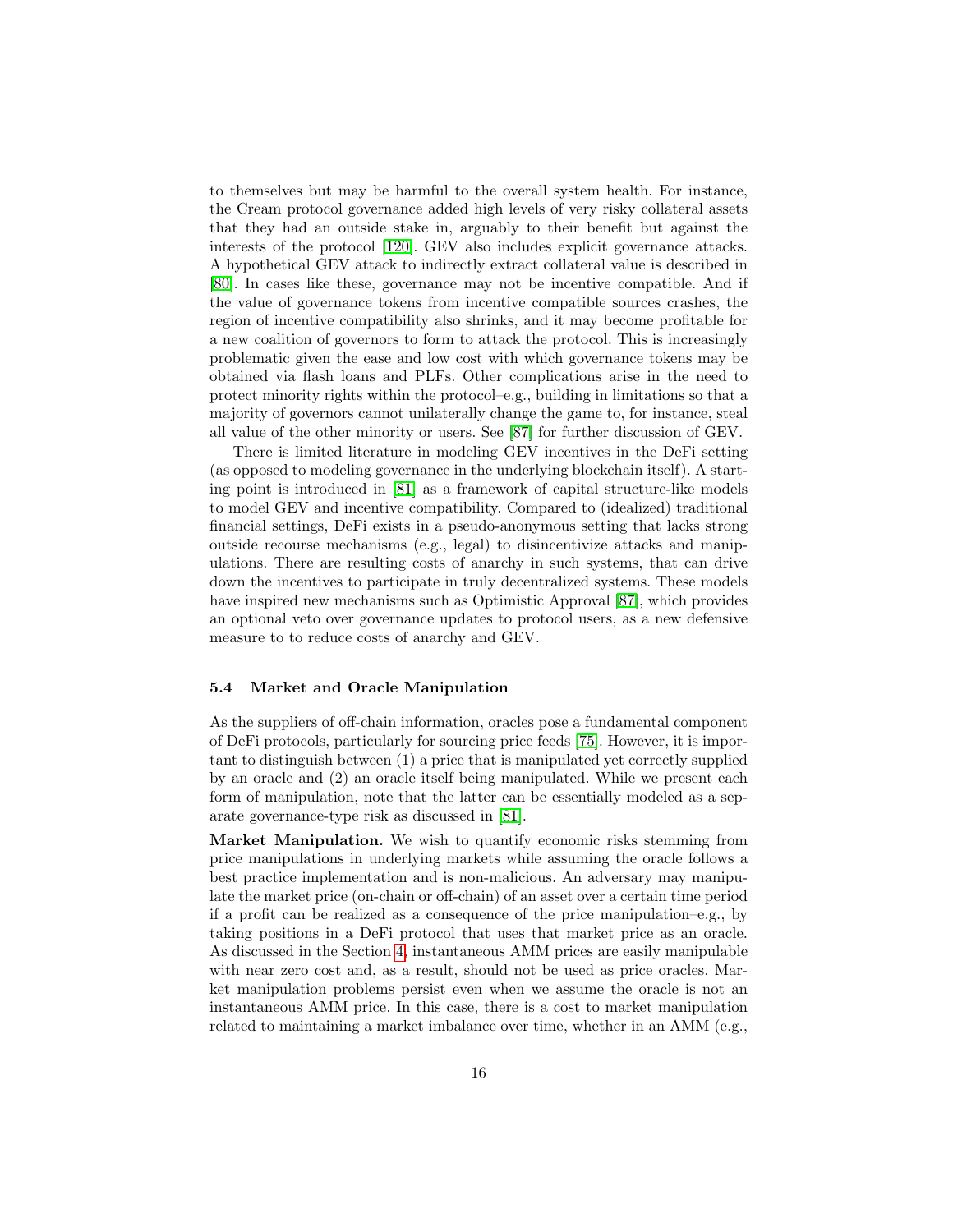to themselves but may be harmful to the overall system health. For instance, the Cream protocol governance added high levels of very risky collateral assets that they had an outside stake in, arguably to their benefit but against the interests of the protocol [120]. GEV also includes explicit governance attacks. A hypothetical GEV attack to indirectly extract collateral value is described in [80]. In cases like these, governance may not be incentive compatible. And if the value of governance tokens from incentive compatible sources crashes, the region of incentive compatibility also shrinks, and it may become profitable for a new coalition of governors to form to attack the protocol. This is increasingly problematic given the ease and low cost with which governance tokens may be obtained via flash loans and PLFs. Other complications arise in the need to protect minority rights within the protocol–e.g., building in limitations so that a majority of governors cannot unilaterally change the game to, for instance, steal all value of the other minority or users. See [87] for further discussion of GEV.

There is limited literature in modeling GEV incentives in the DeFi setting (as opposed to modeling governance in the underlying blockchain itself). A starting point is introduced in [81] as a framework of capital structure-like models to model GEV and incentive compatibility. Compared to (idealized) traditional financial settings, DeFi exists in a pseudo-anonymous setting that lacks strong outside recourse mechanisms (e.g., legal) to disincentivize attacks and manipulations. There are resulting costs of anarchy in such systems, that can drive down the incentives to participate in truly decentralized systems. These models have inspired new mechanisms such as Optimistic Approval [87], which provides an optional veto over governance updates to protocol users, as a new defensive measure to to reduce costs of anarchy and GEV.

### 5.4 Market and Oracle Manipulation

As the suppliers of off-chain information, oracles pose a fundamental component of DeFi protocols, particularly for sourcing price feeds [75]. However, it is important to distinguish between (1) a price that is manipulated yet correctly supplied by an oracle and (2) an oracle itself being manipulated. While we present each form of manipulation, note that the latter can be essentially modeled as a separate governance-type risk as discussed in [81].

**Market Manipulation.** We wish to quantify economic risks stemming from price manipulations in underlying markets while assuming the oracle follows a best practice implementation and is non-malicious. An adversary may manipulate the market price (on-chain or off-chain) of an asset over a certain time period if a profit can be realized as a consequence of the price manipulation–e.g., by taking positions in a DeFi protocol that uses that market price as an oracle. As discussed in the Section 4, instantaneous AMM prices are easily manipulable with near zero cost and, as a result, should not be used as price oracles. Market manipulation problems persist even when we assume the oracle is not an instantaneous AMM price. In this case, there is a cost to market manipulation related to maintaining a market imbalance over time, whether in an AMM (e.g.,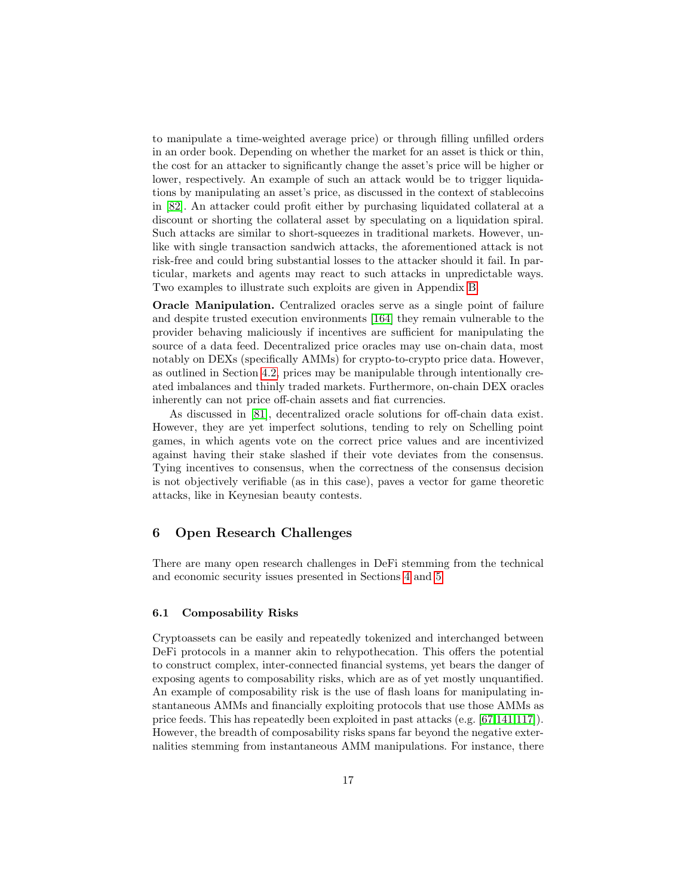to manipulate a time-weighted average price) or through filling unfilled orders in an order book. Depending on whether the market for an asset is thick or thin, the cost for an attacker to significantly change the asset's price will be higher or lower, respectively. An example of such an attack would be to trigger liquidations by manipulating an asset's price, as discussed in the context of stablecoins in [82]. An attacker could profit either by purchasing liquidated collateral at a discount or shorting the collateral asset by speculating on a liquidation spiral. Such attacks are similar to short-squeezes in traditional markets. However, unlike with single transaction sandwich attacks, the aforementioned attack is not risk-free and could bring substantial losses to the attacker should it fail. In particular, markets and agents may react to such attacks in unpredictable ways. Two examples to illustrate such exploits are given in Appendix B.

**Oracle Manipulation.** Centralized oracles serve as a single point of failure and despite trusted execution environments [164] they remain vulnerable to the provider behaving maliciously if incentives are sufficient for manipulating the source of a data feed. Decentralized price oracles may use on-chain data, most notably on DEXs (specifically AMMs) for crypto-to-crypto price data. However, as outlined in Section 4.2, prices may be manipulable through intentionally created imbalances and thinly traded markets. Furthermore, on-chain DEX oracles inherently can not price off-chain assets and fiat currencies.

As discussed in [81], decentralized oracle solutions for off-chain data exist. However, they are yet imperfect solutions, tending to rely on Schelling point games, in which agents vote on the correct price values and are incentivized against having their stake slashed if their vote deviates from the consensus. Tying incentives to consensus, when the correctness of the consensus decision is not objectively verifiable (as in this case), paves a vector for game theoretic attacks, like in Keynesian beauty contests.

## 6 Open Research Challenges

There are many open research challenges in DeFi stemming from the technical and economic security issues presented in Sections 4 and 5.

### 6.1 Composability Risks

Cryptoassets can be easily and repeatedly tokenized and interchanged between DeFi protocols in a manner akin to rehypothecation. This offers the potential to construct complex, inter-connected financial systems, yet bears the danger of exposing agents to composability risks, which are as of yet mostly unquantified. An example of composability risk is the use of flash loans for manipulating instantaneous AMMs and financially exploiting protocols that use those AMMs as price feeds. This has repeatedly been exploited in past attacks (e.g. [67,141,117]). However, the breadth of composability risks spans far beyond the negative externalities stemming from instantaneous AMM manipulations. For instance, there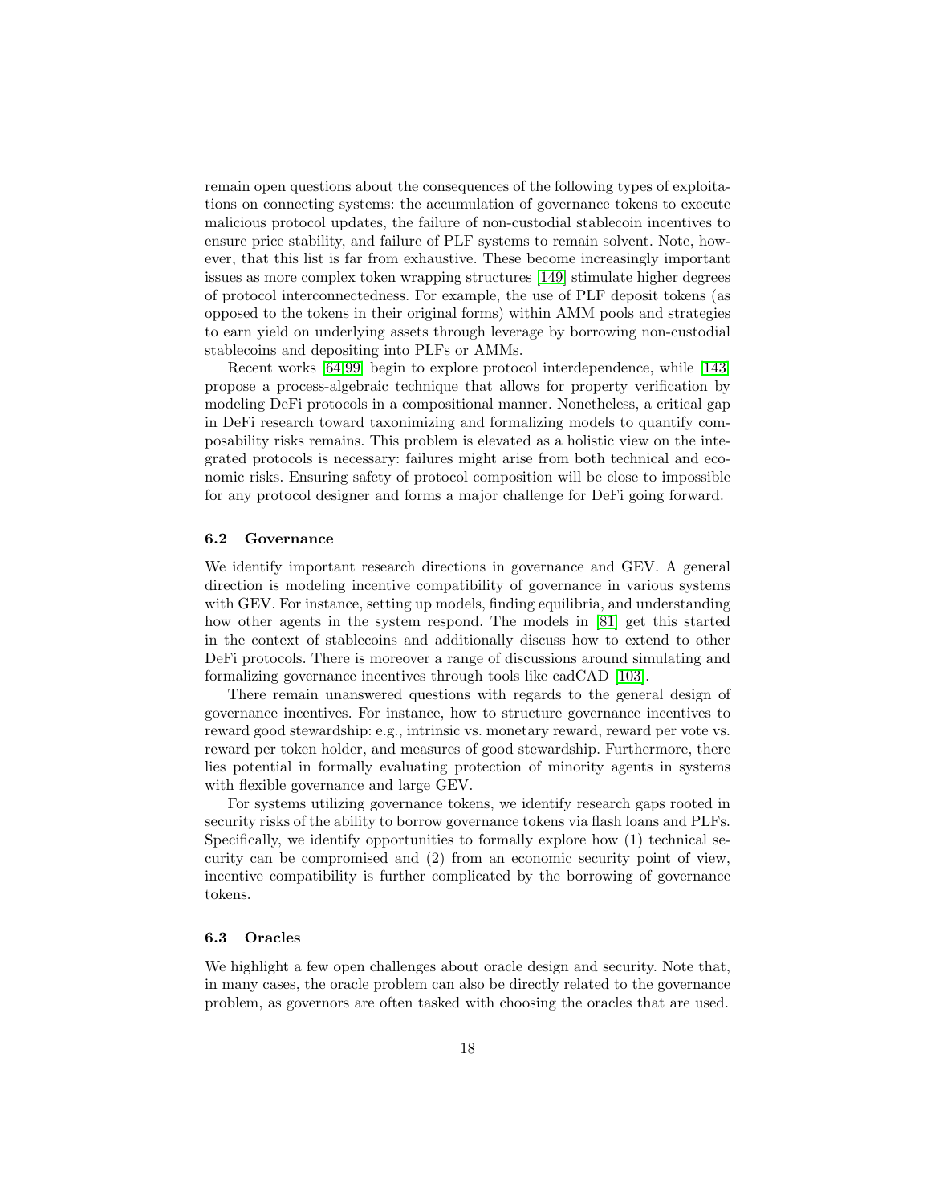remain open questions about the consequences of the following types of exploitations on connecting systems: the accumulation of governance tokens to execute malicious protocol updates, the failure of non-custodial stablecoin incentives to ensure price stability, and failure of PLF systems to remain solvent. Note, however, that this list is far from exhaustive. These become increasingly important issues as more complex token wrapping structures [149] stimulate higher degrees of protocol interconnectedness. For example, the use of PLF deposit tokens (as opposed to the tokens in their original forms) within AMM pools and strategies to earn yield on underlying assets through leverage by borrowing non-custodial stablecoins and depositing into PLFs or AMMs.

Recent works [64,99] begin to explore protocol interdependence, while [143] propose a process-algebraic technique that allows for property verification by modeling DeFi protocols in a compositional manner. Nonetheless, a critical gap in DeFi research toward taxonimizing and formalizing models to quantify composability risks remains. This problem is elevated as a holistic view on the integrated protocols is necessary: failures might arise from both technical and economic risks. Ensuring safety of protocol composition will be close to impossible for any protocol designer and forms a major challenge for DeFi going forward.

### 6.2 Governance

We identify important research directions in governance and GEV. A general direction is modeling incentive compatibility of governance in various systems with GEV. For instance, setting up models, finding equilibria, and understanding how other agents in the system respond. The models in [81] get this started in the context of stablecoins and additionally discuss how to extend to other DeFi protocols. There is moreover a range of discussions around simulating and formalizing governance incentives through tools like cadCAD [103].

There remain unanswered questions with regards to the general design of governance incentives. For instance, how to structure governance incentives to reward good stewardship: e.g., intrinsic vs. monetary reward, reward per vote vs. reward per token holder, and measures of good stewardship. Furthermore, there lies potential in formally evaluating protection of minority agents in systems with flexible governance and large GEV.

For systems utilizing governance tokens, we identify research gaps rooted in security risks of the ability to borrow governance tokens via flash loans and PLFs. Specifically, we identify opportunities to formally explore how (1) technical security can be compromised and (2) from an economic security point of view, incentive compatibility is further complicated by the borrowing of governance tokens.

### 6.3 Oracles

We highlight a few open challenges about oracle design and security. Note that, in many cases, the oracle problem can also be directly related to the governance problem, as governors are often tasked with choosing the oracles that are used.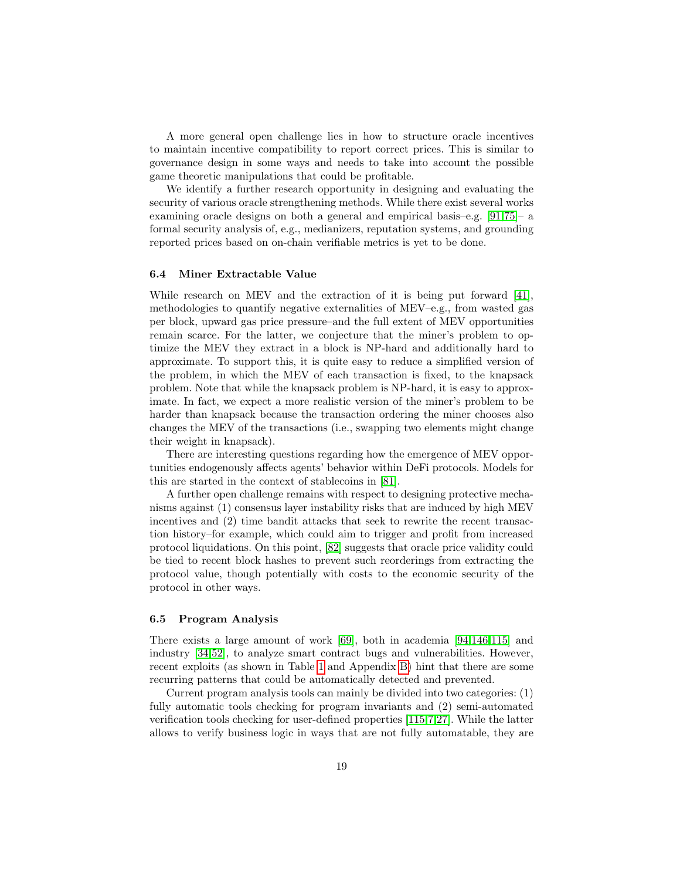A more general open challenge lies in how to structure oracle incentives to maintain incentive compatibility to report correct prices. This is similar to governance design in some ways and needs to take into account the possible game theoretic manipulations that could be profitable.

We identify a further research opportunity in designing and evaluating the security of various oracle strengthening methods. While there exist several works examining oracle designs on both a general and empirical basis–e.g. [91,75]– a formal security analysis of, e.g., medianizers, reputation systems, and grounding reported prices based on on-chain verifiable metrics is yet to be done.

### 6.4 Miner Extractable Value

While research on MEV and the extraction of it is being put forward [41], methodologies to quantify negative externalities of MEV–e.g., from wasted gas per block, upward gas price pressure–and the full extent of MEV opportunities remain scarce. For the latter, we conjecture that the miner's problem to optimize the MEV they extract in a block is NP-hard and additionally hard to approximate. To support this, it is quite easy to reduce a simplified version of the problem, in which the MEV of each transaction is fixed, to the knapsack problem. Note that while the knapsack problem is NP-hard, it is easy to approximate. In fact, we expect a more realistic version of the miner's problem to be harder than knapsack because the transaction ordering the miner chooses also changes the MEV of the transactions (i.e., swapping two elements might change their weight in knapsack).

There are interesting questions regarding how the emergence of MEV opportunities endogenously affects agents' behavior within DeFi protocols. Models for this are started in the context of stablecoins in [81].

A further open challenge remains with respect to designing protective mechanisms against (1) consensus layer instability risks that are induced by high MEV incentives and (2) time bandit attacks that seek to rewrite the recent transaction history–for example, which could aim to trigger and profit from increased protocol liquidations. On this point, [82] suggests that oracle price validity could be tied to recent block hashes to prevent such reorderings from extracting the protocol value, though potentially with costs to the economic security of the protocol in other ways.

### 6.5 Program Analysis

There exists a large amount of work [69], both in academia [94,146,115] and industry [34,52], to analyze smart contract bugs and vulnerabilities. However, recent exploits (as shown in Table 1 and Appendix B) hint that there are some recurring patterns that could be automatically detected and prevented.

Current program analysis tools can mainly be divided into two categories: (1) fully automatic tools checking for program invariants and (2) semi-automated verification tools checking for user-defined properties [115,7,27]. While the latter allows to verify business logic in ways that are not fully automatable, they are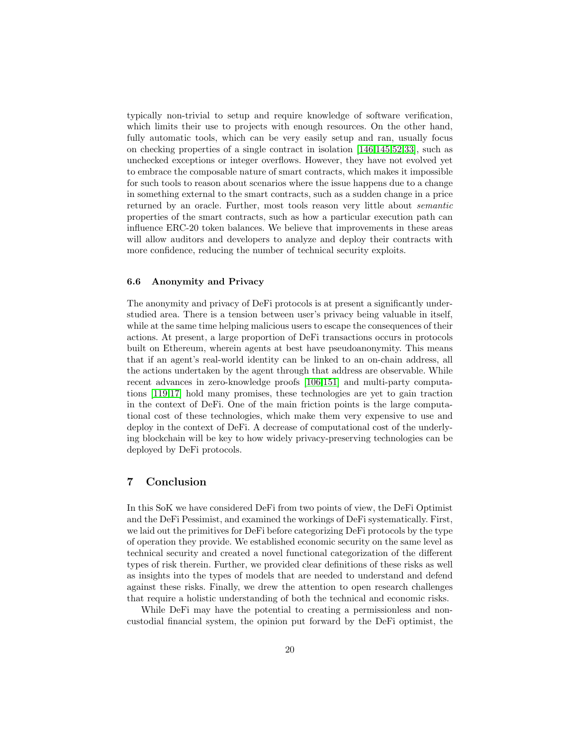typically non-trivial to setup and require knowledge of software verification, which limits their use to projects with enough resources. On the other hand, fully automatic tools, which can be very easily setup and ran, usually focus on checking properties of a single contract in isolation [146,145,52,33], such as unchecked exceptions or integer overflows. However, they have not evolved yet to embrace the composable nature of smart contracts, which makes it impossible for such tools to reason about scenarios where the issue happens due to a change in something external to the smart contracts, such as a sudden change in a price returned by an oracle. Further, most tools reason very little about *semantic* properties of the smart contracts, such as how a particular execution path can influence ERC-20 token balances. We believe that improvements in these areas will allow auditors and developers to analyze and deploy their contracts with more confidence, reducing the number of technical security exploits.

### 6.6 Anonymity and Privacy

The anonymity and privacy of DeFi protocols is at present a significantly understudied area. There is a tension between user's privacy being valuable in itself, while at the same time helping malicious users to escape the consequences of their actions. At present, a large proportion of DeFi transactions occurs in protocols built on Ethereum, wherein agents at best have pseudoanonymity. This means that if an agent's real-world identity can be linked to an on-chain address, all the actions undertaken by the agent through that address are observable. While recent advances in zero-knowledge proofs [106,151] and multi-party computations [119,17] hold many promises, these technologies are yet to gain traction in the context of DeFi. One of the main friction points is the large computational cost of these technologies, which make them very expensive to use and deploy in the context of DeFi. A decrease of computational cost of the underlying blockchain will be key to how widely privacy-preserving technologies can be deployed by DeFi protocols.

## 7 Conclusion

In this SoK we have considered DeFi from two points of view, the DeFi Optimist and the DeFi Pessimist, and examined the workings of DeFi systematically. First, we laid out the primitives for DeFi before categorizing DeFi protocols by the type of operation they provide. We established economic security on the same level as technical security and created a novel functional categorization of the different types of risk therein. Further, we provided clear definitions of these risks as well as insights into the types of models that are needed to understand and defend against these risks. Finally, we drew the attention to open research challenges that require a holistic understanding of both the technical and economic risks.

While DeFi may have the potential to creating a permissionless and non-custodial financial system, the opinion put forward by the DeFi optimist, the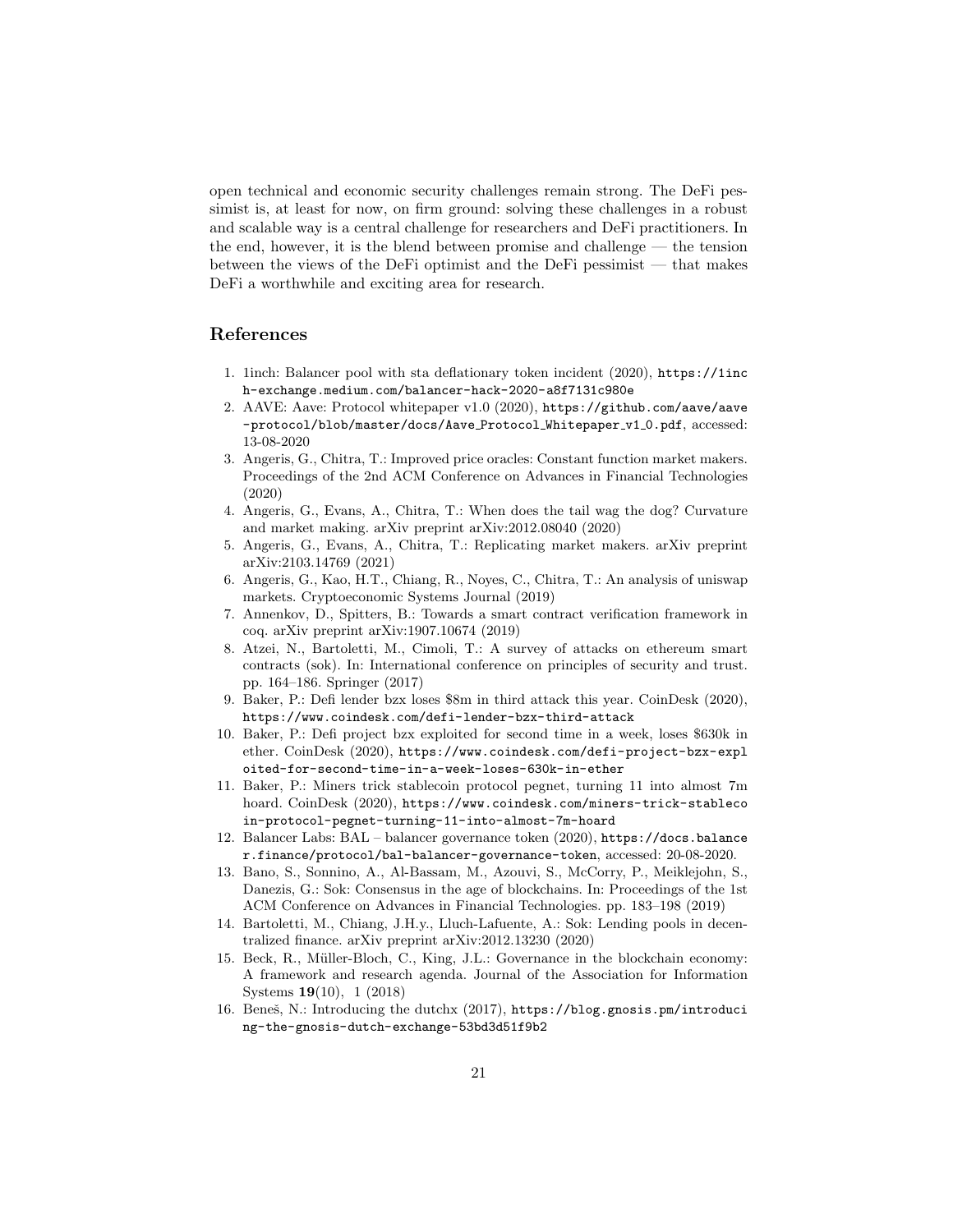open technical and economic security challenges remain strong. The DeFi pessimist is, at least for now, on firm ground: solving these challenges in a robust and scalable way is a central challenge for researchers and DeFi practitioners. In the end, however, it is the blend between promise and challenge — the tension between the views of the DeFi optimist and the DeFi pessimist — that makes DeFi a worthwhile and exciting area for research.

## References

1. 1inch: Balancer pool with sta deflationary token incident (2020), https://1inch-exchange.medium.com/balancer-hack-2020-a8f7131c980e
2. AAVE: Aave: Protocol whitepaper v1.0 (2020), https://github.com/aave/aave-protocol/blob/master/docs/Aave_Protocol_Whitepaper_v1_0.pdf, accessed: 13-08-2020
3. Angeris, G., Chitra, T.: Improved price oracles: Constant function market makers. Proceedings of the 2nd ACM Conference on Advances in Financial Technologies (2020)
4. Angeris, G., Evans, A., Chitra, T.: When does the tail wag the dog? Curvature and market making. arXiv preprint arXiv:2012.08040 (2020)
5. Angeris, G., Evans, A., Chitra, T.: Replicating market makers. arXiv preprint arXiv:2103.14769 (2021)
6. Angeris, G., Kao, H.T., Chiang, R., Noyes, C., Chitra, T.: An analysis of uniswap markets. Cryptoeconomic Systems Journal (2019)
7. Annenkov, D., Spitters, B.: Towards a smart contract verification framework in coq. arXiv preprint arXiv:1907.10674 (2019)
8. Atzei, N., Bartoletti, M., Cimoli, T.: A survey of attacks on ethereum smart contracts (sok). In: International conference on principles of security and trust. pp. 164–186. Springer (2017)
9. Baker, P.: Defi lender bzx loses $8m in third attack this year. CoinDesk (2020), https://www.coindesk.com/defi-lender-bzx-third-attack
10. Baker, P.: Defi project bzx exploited for second time in a week, loses $630k in ether. CoinDesk (2020), https://www.coindesk.com/defi-project-bzx-exploited-for-second-time-in-a-week-loses-630k-in-ether
11. Baker, P.: Miners trick stablecoin protocol pegnet, turning 11 into almost 7m hoard. CoinDesk (2020), https://www.coindesk.com/miners-trick-stablecoin-protocol-pegnet-turning-11-into-almost-7m-hoard
12. Balancer Labs: BAL – balancer governance token (2020), https://docs.balancer.finance/protocol/bal-balancer-governance-token, accessed: 20-08-2020.
13. Bano, S., Sonnino, A., Al-Bassam, M., Azouvi, S., McCorry, P., Meiklejohn, S., Danezis, G.: Sok: Consensus in the age of blockchains. In: Proceedings of the 1st ACM Conference on Advances in Financial Technologies. pp. 183–198 (2019)
14. Bartoletti, M., Chiang, J.H.y., Lluch-Lafuente, A.: Sok: Lending pools in decentralized finance. arXiv preprint arXiv:2012.13230 (2020)
15. Beck, R., Müller-Bloch, C., King, J.L.: Governance in the blockchain economy: A framework and research agenda. Journal of the Association for Information Systems **19**(10), 1 (2018)
16. Beneš, N.: Introducing the dutchx (2017), https://blog.gnosis.pm/introducing-the-gnosis-dutch-exchange-53bd3d51f9b2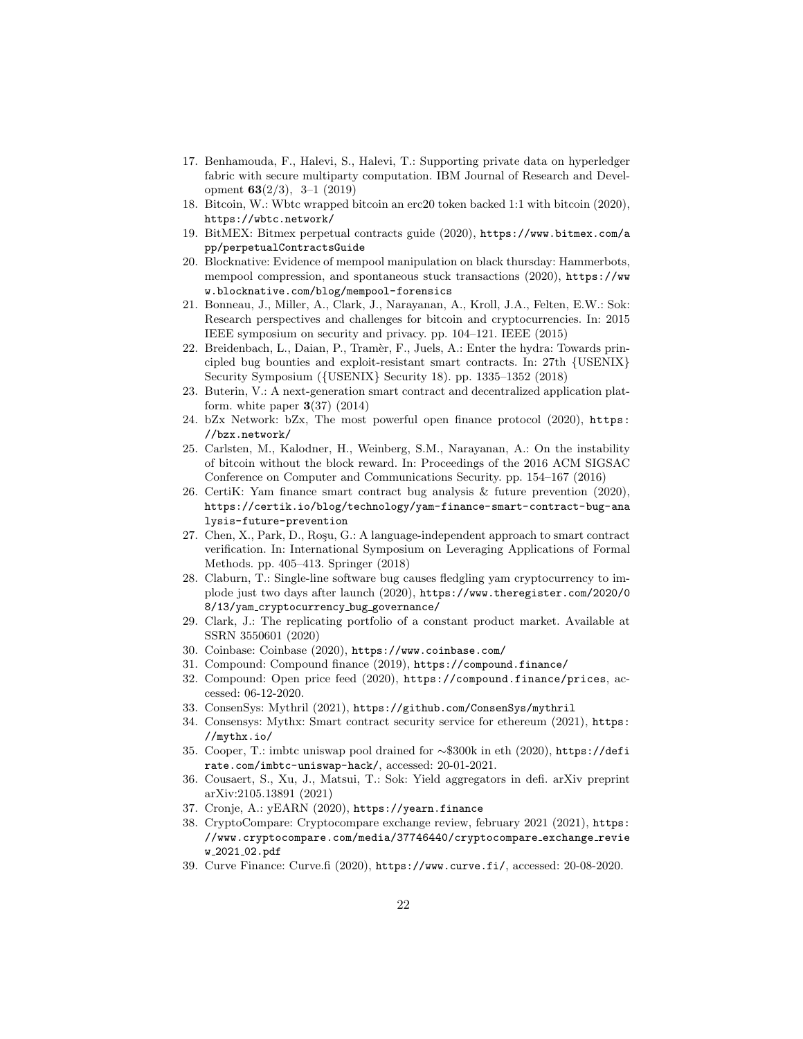17. Benhamouda, F., Halevi, S., Halevi, T.: Supporting private data on hyperledger fabric with secure multiparty computation. IBM Journal of Research and Development **63**(2/3), 3–1 (2019)
18. Bitcoin, W.: Wbtc wrapped bitcoin an erc20 token backed 1:1 with bitcoin (2020), https://wbtc.network/
19. BitMEX: Bitmex perpetual contracts guide (2020), https://www.bitmex.com/app/perpetualContractsGuide
20. Blocknative: Evidence of mempool manipulation on black thursday: Hammerbots, mempool compression, and spontaneous stuck transactions (2020), https://www.blocknative.com/blog/mempool-forensics
21. Bonneau, J., Miller, A., Clark, J., Narayanan, A., Kroll, J.A., Felten, E.W.: Sok: Research perspectives and challenges for bitcoin and cryptocurrencies. In: 2015 IEEE symposium on security and privacy. pp. 104–121. IEEE (2015)
22. Breidenbach, L., Daian, P., Tramèr, F., Juels, A.: Enter the hydra: Towards principled bug bounties and exploit-resistant smart contracts. In: 27th {USENIX} Security Symposium ({USENIX} Security 18). pp. 1335–1352 (2018)
23. Buterin, V.: A next-generation smart contract and decentralized application platform. white paper **3**(37) (2014)
24. bZx Network: bZx, The most powerful open finance protocol (2020), https://bzx.network/
25. Carlsten, M., Kalodner, H., Weinberg, S.M., Narayanan, A.: On the instability of bitcoin without the block reward. In: Proceedings of the 2016 ACM SIGSAC Conference on Computer and Communications Security. pp. 154–167 (2016)
26. CertiK: Yam finance smart contract bug analysis & future prevention (2020), https://certik.io/blog/technology/yam-finance-smart-contract-bug-analysis-future-prevention
27. Chen, X., Park, D., Roşu, G.: A language-independent approach to smart contract verification. In: International Symposium on Leveraging Applications of Formal Methods. pp. 405–413. Springer (2018)
28. Claburn, T.: Single-line software bug causes fledgling yam cryptocurrency to implode just two days after launch (2020), https://www.theregister.com/2020/08/13/yam_cryptocurrency_bug_governance/
29. Clark, J.: The replicating portfolio of a constant product market. Available at SSRN 3550601 (2020)
30. Coinbase: Coinbase (2020), https://www.coinbase.com/
31. Compound: Compound finance (2019), https://compound.finance/
32. Compound: Open price feed (2020), https://compound.finance/prices, accessed: 06-12-2020.
33. ConsenSys: Mythril (2021), https://github.com/ConsenSys/mythril
34. Consensys: Mythx: Smart contract security service for ethereum (2021), https://mythx.io/
35. Cooper, T.: imbtc uniswap pool drained for ∼\$300k in eth (2020), https://defirate.com/imbtc-uniswap-hack/, accessed: 20-01-2021.
36. Cousaert, S., Xu, J., Matsui, T.: Sok: Yield aggregators in defi. arXiv preprint arXiv:2105.13891 (2021)
37. Cronje, A.: yEARN (2020), https://yearn.finance
38. CryptoCompare: Cryptocompare exchange review, february 2021 (2021), https://www.cryptocompare.com/media/37746440/cryptocompare_exchange_review_2021_02.pdf
39. Curve Finance: Curve.fi (2020), https://www.curve.fi/, accessed: 20-08-2020.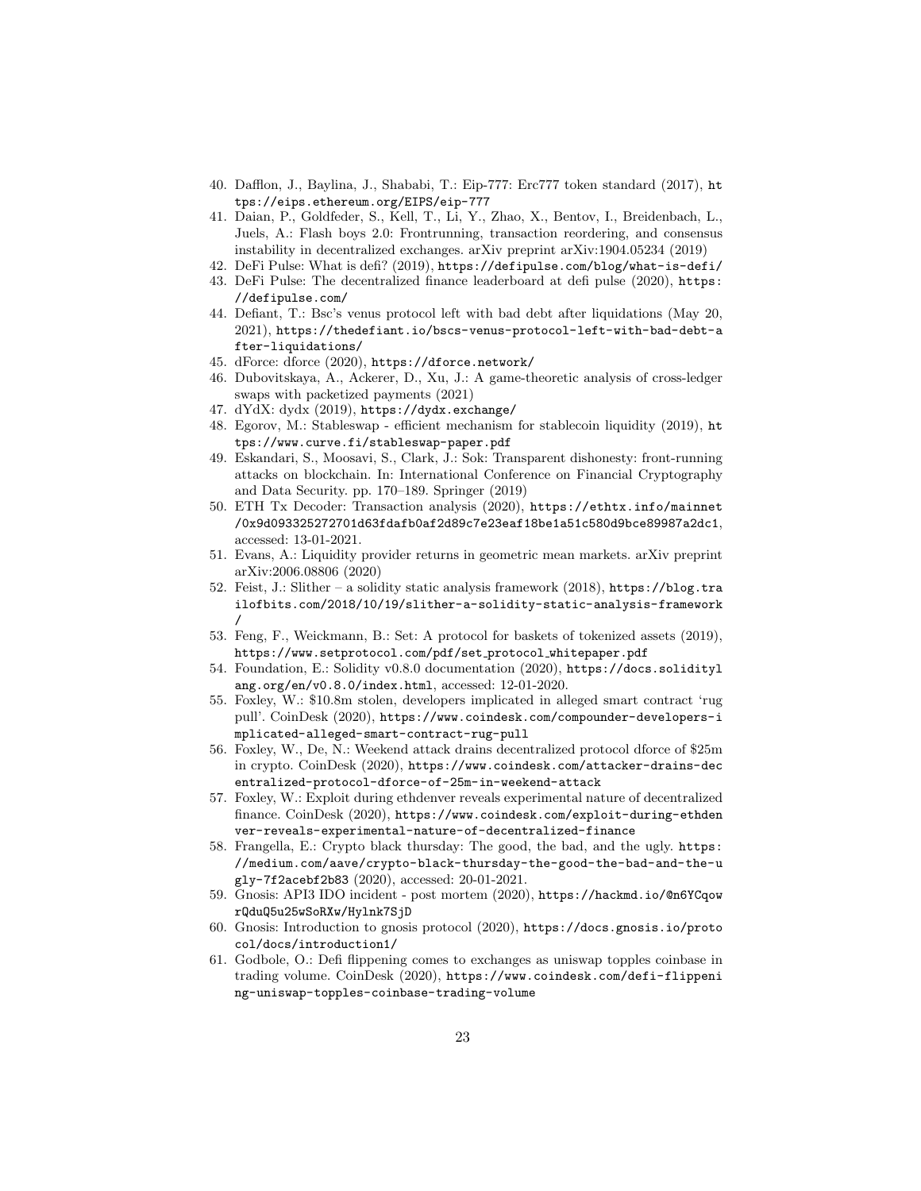40. Dafflon, J., Baylina, J., Shababi, T.: Eip-777: Erc777 token standard (2017), https://eips.ethereum.org/EIPS/eip-777
41. Daian, P., Goldfeder, S., Kell, T., Li, Y., Zhao, X., Bentov, I., Breidenbach, L., Juels, A.: Flash boys 2.0: Frontrunning, transaction reordering, and consensus instability in decentralized exchanges. arXiv preprint arXiv:1904.05234 (2019)
42. DeFi Pulse: What is defi? (2019), https://defipulse.com/blog/what-is-defi/
43. DeFi Pulse: The decentralized finance leaderboard at defi pulse (2020), https://defipulse.com/
44. Defiant, T.: Bsc's venus protocol left with bad debt after liquidations (May 20, 2021), https://thedefiant.io/bscs-venus-protocol-left-with-bad-debt-after-liquidations/
45. dForce: dforce (2020), https://dforce.network/
46. Dubovitskaya, A., Ackerer, D., Xu, J.: A game-theoretic analysis of cross-ledger swaps with packetized payments (2021)
47. dYdX: dydx (2019), https://dydx.exchange/
48. Egorov, M.: Stableswap - efficient mechanism for stablecoin liquidity (2019), https://www.curve.fi/stableswap-paper.pdf
49. Eskandari, S., Moosavi, S., Clark, J.: Sok: Transparent dishonesty: front-running attacks on blockchain. In: International Conference on Financial Cryptography and Data Security. pp. 170–189. Springer (2019)
50. ETH Tx Decoder: Transaction analysis (2020), https://ethtx.info/mainnet/0x9d093325272701d63fdafb0af2d89c7e23eaf18be1a51c580d9bce89987a2dc1, accessed: 13-01-2021.
51. Evans, A.: Liquidity provider returns in geometric mean markets. arXiv preprint arXiv:2006.08806 (2020)
52. Feist, J.: Slither – a solidity static analysis framework (2018), https://blog.trailofbits.com/2018/10/19/slither-a-solidity-static-analysis-framework/
53. Feng, F., Weickmann, B.: Set: A protocol for baskets of tokenized assets (2019), https://www.setprotocol.com/pdf/set_protocol_whitepaper.pdf
54. Foundation, E.: Solidity v0.8.0 documentation (2020), https://docs.soliditylang.org/en/v0.8.0/index.html, accessed: 12-01-2020.
55. Foxley, W.: $10.8m stolen, developers implicated in alleged smart contract 'rug pull'. CoinDesk (2020), https://www.coindesk.com/compounder-developers-implicated-alleged-smart-contract-rug-pull
56. Foxley, W., De, N.: Weekend attack drains decentralized protocol dforce of $25m in crypto. CoinDesk (2020), https://www.coindesk.com/attacker-drains-decentralized-protocol-dforce-of-25m-in-weekend-attack
57. Foxley, W.: Exploit during ethdenver reveals experimental nature of decentralized finance. CoinDesk (2020), https://www.coindesk.com/exploit-during-ethdenver-reveals-experimental-nature-of-decentralized-finance
58. Frangella, E.: Crypto black thursday: The good, the bad, and the ugly. https://medium.com/aave/crypto-black-thursday-the-good-the-bad-and-the-ugly-7f2acebf2b83 (2020), accessed: 20-01-2021.
59. Gnosis: API3 IDO incident - post mortem (2020), https://hackmd.io/@n6YCqowrQduQ5u25wSoRXw/Hylnk7SjD
60. Gnosis: Introduction to gnosis protocol (2020), https://docs.gnosis.io/protocol/docs/introduction1/
61. Godbole, O.: Defi flippening comes to exchanges as uniswap topples coinbase in trading volume. CoinDesk (2020), https://www.coindesk.com/defi-flippening-uniswap-topples-coinbase-trading-volume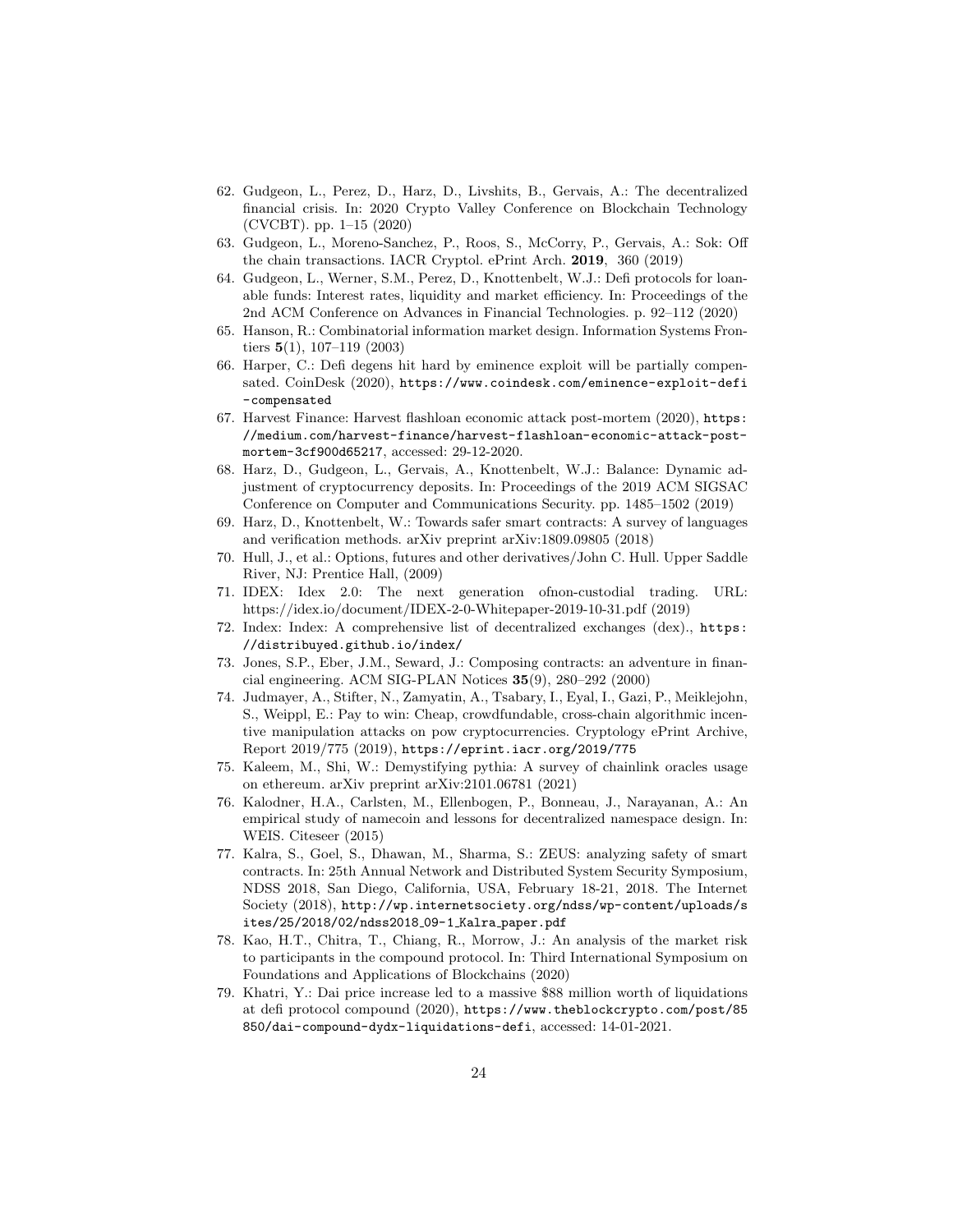62. Gudgeon, L., Perez, D., Harz, D., Livshits, B., Gervais, A.: The decentralized financial crisis. In: 2020 Crypto Valley Conference on Blockchain Technology (CVCBT). pp. 1–15 (2020)
63. Gudgeon, L., Moreno-Sanchez, P., Roos, S., McCorry, P., Gervais, A.: Sok: Off the chain transactions. IACR Cryptol. ePrint Arch. **2019**, 360 (2019)
64. Gudgeon, L., Werner, S.M., Perez, D., Knottenbelt, W.J.: Defi protocols for loanable funds: Interest rates, liquidity and market efficiency. In: Proceedings of the 2nd ACM Conference on Advances in Financial Technologies. p. 92–112 (2020)
65. Hanson, R.: Combinatorial information market design. Information Systems Frontiers **5**(1), 107–119 (2003)
66. Harper, C.: Defi degens hit hard by eminence exploit will be partially compensated. CoinDesk (2020), https://www.coindesk.com/eminence-exploit-defi-compensated
67. Harvest Finance: Harvest flashloan economic attack post-mortem (2020), https://medium.com/harvest-finance/harvest-flashloan-economic-attack-post-mortem-3cf900d65217, accessed: 29-12-2020.
68. Harz, D., Gudgeon, L., Gervais, A., Knottenbelt, W.J.: Balance: Dynamic adjustment of cryptocurrency deposits. In: Proceedings of the 2019 ACM SIGSAC Conference on Computer and Communications Security. pp. 1485–1502 (2019)
69. Harz, D., Knottenbelt, W.: Towards safer smart contracts: A survey of languages and verification methods. arXiv preprint arXiv:1809.09805 (2018)
70. Hull, J., et al.: Options, futures and other derivatives/John C. Hull. Upper Saddle River, NJ: Prentice Hall, (2009)
71. IDEX: Idex 2.0: The next generation ofnon-custodial trading. URL: https://idex.io/document/IDEX-2-0-Whitepaper-2019-10-31.pdf (2019)
72. Index: Index: A comprehensive list of decentralized exchanges (dex)., https://distribuyed.github.io/index/
73. Jones, S.P., Eber, J.M., Seward, J.: Composing contracts: an adventure in financial engineering. ACM SIG-PLAN Notices **35**(9), 280–292 (2000)
74. Judmayer, A., Stifter, N., Zamyatin, A., Tsabary, I., Eyal, I., Gazi, P., Meiklejohn, S., Weippl, E.: Pay to win: Cheap, crowdfundable, cross-chain algorithmic incentive manipulation attacks on pow cryptocurrencies. Cryptology ePrint Archive, Report 2019/775 (2019), https://eprint.iacr.org/2019/775
75. Kaleem, M., Shi, W.: Demystifying pythia: A survey of chainlink oracles usage on ethereum. arXiv preprint arXiv:2101.06781 (2021)
76. Kalodner, H.A., Carlsten, M., Ellenbogen, P., Bonneau, J., Narayanan, A.: An empirical study of namecoin and lessons for decentralized namespace design. In: WEIS. Citeseer (2015)
77. Kalra, S., Goel, S., Dhawan, M., Sharma, S.: ZEUS: analyzing safety of smart contracts. In: 25th Annual Network and Distributed System Security Symposium, NDSS 2018, San Diego, California, USA, February 18-21, 2018. The Internet Society (2018), http://wp.internetsociety.org/ndss/wp-content/uploads/sites/25/2018/02/ndss2018_09-1_Kalra_paper.pdf
78. Kao, H.T., Chitra, T., Chiang, R., Morrow, J.: An analysis of the market risk to participants in the compound protocol. In: Third International Symposium on Foundations and Applications of Blockchains (2020)
79. Khatri, Y.: Dai price increase led to a massive $88 million worth of liquidations at defi protocol compound (2020), https://www.theblockcrypto.com/post/85850/dai-compound-dydx-liquidations-defi, accessed: 14-01-2021.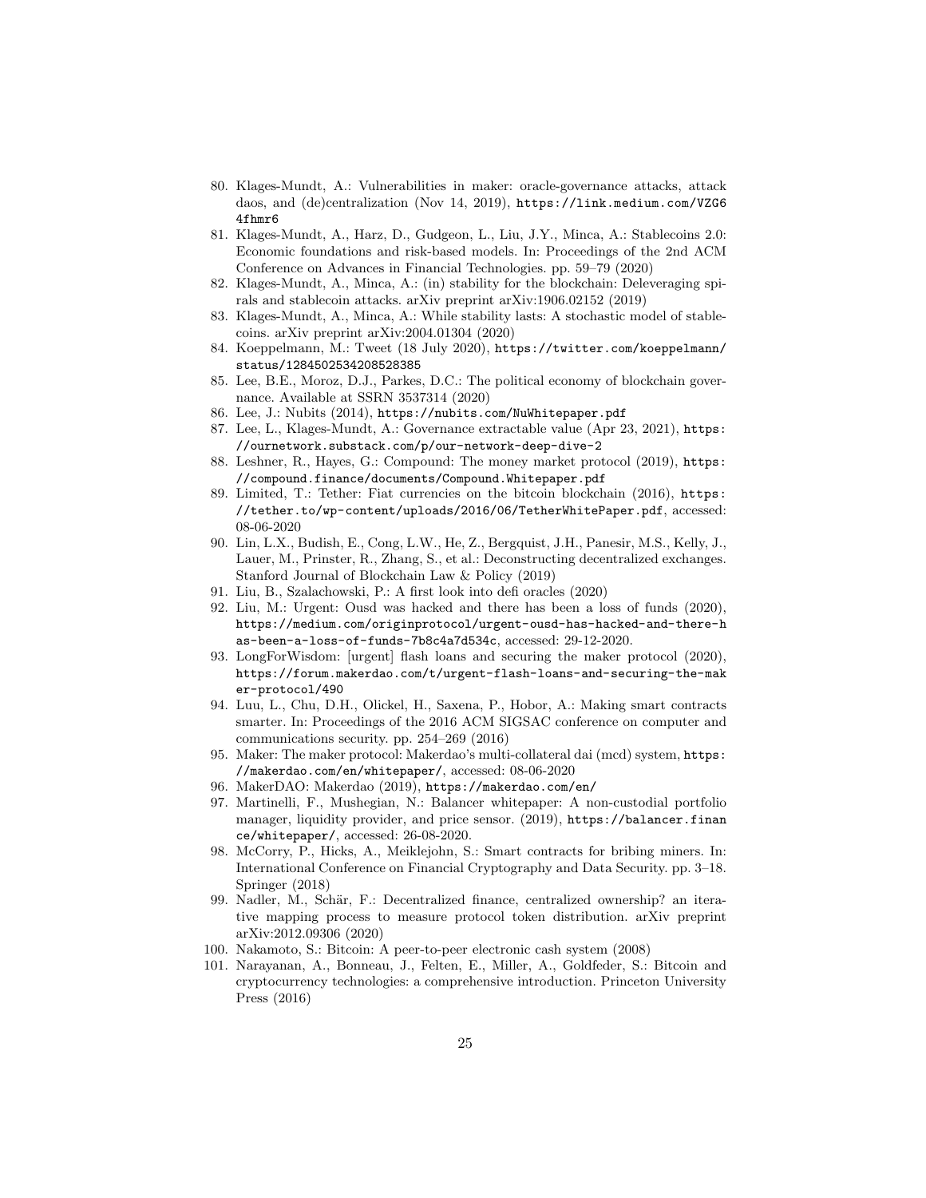80. Klages-Mundt, A.: Vulnerabilities in maker: oracle-governance attacks, attack daos, and (de)centralization (Nov 14, 2019), https://link.medium.com/VZG64fhmr6
81. Klages-Mundt, A., Harz, D., Gudgeon, L., Liu, J.Y., Minca, A.: Stablecoins 2.0: Economic foundations and risk-based models. In: Proceedings of the 2nd ACM Conference on Advances in Financial Technologies. pp. 59–79 (2020)
82. Klages-Mundt, A., Minca, A.: (in) stability for the blockchain: Deleveraging spirals and stablecoin attacks. arXiv preprint arXiv:1906.02152 (2019)
83. Klages-Mundt, A., Minca, A.: While stability lasts: A stochastic model of stablecoins. arXiv preprint arXiv:2004.01304 (2020)
84. Koeppelmann, M.: Tweet (18 July 2020), https://twitter.com/koeppelmann/status/1284502534208528385
85. Lee, B.E., Moroz, D.J., Parkes, D.C.: The political economy of blockchain governance. Available at SSRN 3537314 (2020)
86. Lee, J.: Nubits (2014), https://nubits.com/NuWhitepaper.pdf
87. Lee, L., Klages-Mundt, A.: Governance extractable value (Apr 23, 2021), https://ournetwork.substack.com/p/our-network-deep-dive-2
88. Leshner, R., Hayes, G.: Compound: The money market protocol (2019), https://compound.finance/documents/Compound.Whitepaper.pdf
89. Limited, T.: Tether: Fiat currencies on the bitcoin blockchain (2016), https://tether.to/wp-content/uploads/2016/06/TetherWhitePaper.pdf, accessed: 08-06-2020
90. Lin, L.X., Budish, E., Cong, L.W., He, Z., Bergquist, J.H., Panesir, M.S., Kelly, J., Lauer, M., Prinster, R., Zhang, S., et al.: Deconstructing decentralized exchanges. Stanford Journal of Blockchain Law & Policy (2019)
91. Liu, B., Szalachowski, P.: A first look into defi oracles (2020)
92. Liu, M.: Urgent: Ousd was hacked and there has been a loss of funds (2020), https://medium.com/originprotocol/urgent-ousd-has-hacked-and-there-has-been-a-loss-of-funds-7b8c4a7d534c, accessed: 29-12-2020.
93. LongForWisdom: [urgent] flash loans and securing the maker protocol (2020), https://forum.makerdao.com/t/urgent-flash-loans-and-securing-the-maker-protocol/490
94. Luu, L., Chu, D.H., Olickel, H., Saxena, P., Hobor, A.: Making smart contracts smarter. In: Proceedings of the 2016 ACM SIGSAC conference on computer and communications security. pp. 254–269 (2016)
95. Maker: The maker protocol: Makerdao's multi-collateral dai (mcd) system, https://makerdao.com/en/whitepaper/, accessed: 08-06-2020
96. MakerDAO: Makerdao (2019), https://makerdao.com/en/
97. Martinelli, F., Mushegian, N.: Balancer whitepaper: A non-custodial portfolio manager, liquidity provider, and price sensor. (2019), https://balancer.finance/whitepaper/, accessed: 26-08-2020.
98. McCorry, P., Hicks, A., Meiklejohn, S.: Smart contracts for bribing miners. In: International Conference on Financial Cryptography and Data Security. pp. 3–18. Springer (2018)
99. Nadler, M., Schär, F.: Decentralized finance, centralized ownership? an iterative mapping process to measure protocol token distribution. arXiv preprint arXiv:2012.09306 (2020)
100. Nakamoto, S.: Bitcoin: A peer-to-peer electronic cash system (2008)
101. Narayanan, A., Bonneau, J., Felten, E., Miller, A., Goldfeder, S.: Bitcoin and cryptocurrency technologies: a comprehensive introduction. Princeton University Press (2016)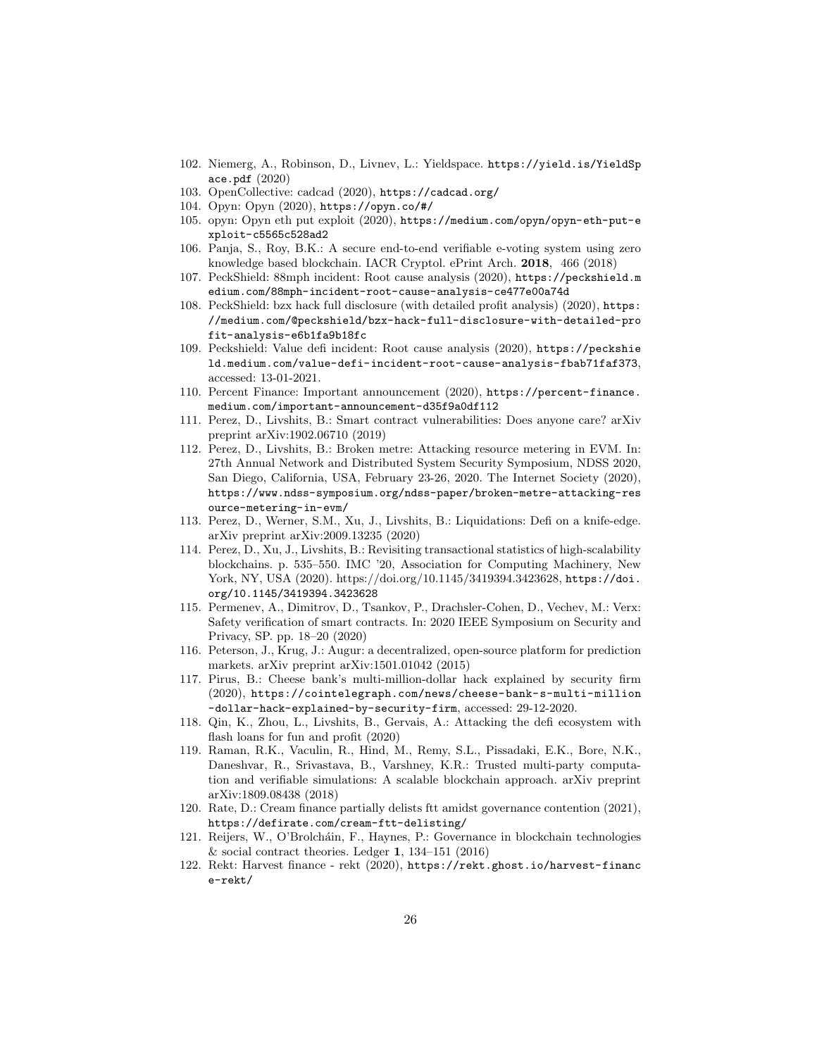102. Niemerg, A., Robinson, D., Livnev, L.: Yieldspace. https://yield.is/YieldSpace.pdf (2020)
103. OpenCollective: cadcad (2020), https://cadcad.org/
104. Opyn: Opyn (2020), https://opyn.co/#/
105. opyn: Opyn eth put exploit (2020), https://medium.com/opyn/opyn-eth-put-exploit-c5565c528ad2
106. Panja, S., Roy, B.K.: A secure end-to-end verifiable e-voting system using zero knowledge based blockchain. IACR Cryptol. ePrint Arch. **2018**, 466 (2018)
107. PeckShield: 88mph incident: Root cause analysis (2020), https://peckshield.medium.com/88mph-incident-root-cause-analysis-ce477e00a74d
108. PeckShield: bzx hack full disclosure (with detailed profit analysis) (2020), https://medium.com/@peckshield/bzx-hack-full-disclosure-with-detailed-profit-analysis-e6b1fa9b18fc
109. Peckshield: Value defi incident: Root cause analysis (2020), https://peckshield.medium.com/value-defi-incident-root-cause-analysis-fbab71faf373, accessed: 13-01-2021.
110. Percent Finance: Important announcement (2020), https://percent-finance.medium.com/important-announcement-d35f9a0df112
111. Perez, D., Livshits, B.: Smart contract vulnerabilities: Does anyone care? arXiv preprint arXiv:1902.06710 (2019)
112. Perez, D., Livshits, B.: Broken metre: Attacking resource metering in EVM. In: 27th Annual Network and Distributed System Security Symposium, NDSS 2020, San Diego, California, USA, February 23-26, 2020. The Internet Society (2020), https://www.ndss-symposium.org/ndss-paper/broken-metre-attacking-resource-metering-in-evm/
113. Perez, D., Werner, S.M., Xu, J., Livshits, B.: Liquidations: Defi on a knife-edge. arXiv preprint arXiv:2009.13235 (2020)
114. Perez, D., Xu, J., Livshits, B.: Revisiting transactional statistics of high-scalability blockchains. p. 535–550. IMC '20, Association for Computing Machinery, New York, NY, USA (2020). https://doi.org/10.1145/3419394.3423628, https://doi.org/10.1145/3419394.3423628
115. Permenev, A., Dimitrov, D., Tsankov, P., Drachsler-Cohen, D., Vechev, M.: Verx: Safety verification of smart contracts. In: 2020 IEEE Symposium on Security and Privacy, SP. pp. 18–20 (2020)
116. Peterson, J., Krug, J.: Augur: a decentralized, open-source platform for prediction markets. arXiv preprint arXiv:1501.01042 (2015)
117. Pirus, B.: Cheese bank's multi-million-dollar hack explained by security firm (2020), https://cointelegraph.com/news/cheese-bank-s-multi-million-dollar-hack-explained-by-security-firm, accessed: 29-12-2020.
118. Qin, K., Zhou, L., Livshits, B., Gervais, A.: Attacking the defi ecosystem with flash loans for fun and profit (2020)
119. Raman, R.K., Vaculin, R., Hind, M., Remy, S.L., Pissadaki, E.K., Bore, N.K., Daneshvar, R., Srivastava, B., Varshney, K.R.: Trusted multi-party computation and verifiable simulations: A scalable blockchain approach. arXiv preprint arXiv:1809.08438 (2018)
120. Rate, D.: Cream finance partially delists ftt amidst governance contention (2021), https://defirate.com/cream-ftt-delisting/
121. Reijers, W., O'Brolcháin, F., Haynes, P.: Governance in blockchain technologies & social contract theories. Ledger **1**, 134–151 (2016)
122. Rekt: Harvest finance - rekt (2020), https://rekt.ghost.io/harvest-finance-rekt/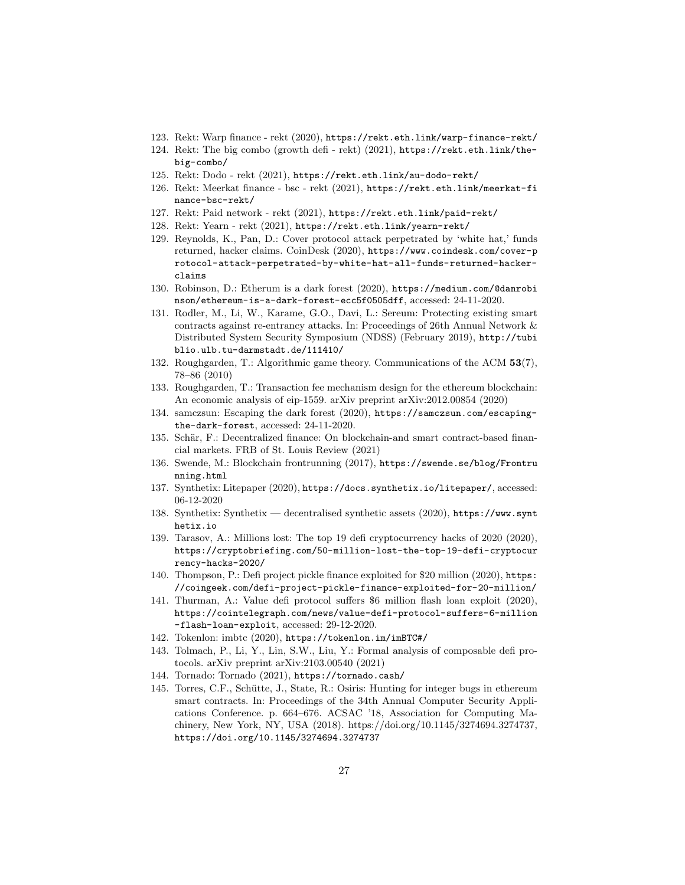123. Rekt: Warp finance - rekt (2020), https://rekt.eth.link/warp-finance-rekt/
124. Rekt: The big combo (growth defi - rekt) (2021), https://rekt.eth.link/the-big-combo/
125. Rekt: Dodo - rekt (2021), https://rekt.eth.link/au-dodo-rekt/
126. Rekt: Meerkat finance - bsc - rekt (2021), https://rekt.eth.link/meerkat-finance-bsc-rekt/
127. Rekt: Paid network - rekt (2021), https://rekt.eth.link/paid-rekt/
128. Rekt: Yearn - rekt (2021), https://rekt.eth.link/yearn-rekt/
129. Reynolds, K., Pan, D.: Cover protocol attack perpetrated by 'white hat,' funds returned, hacker claims. CoinDesk (2020), https://www.coindesk.com/cover-protocol-attack-perpetrated-by-white-hat-all-funds-returned-hacker-claims
130. Robinson, D.: Etherum is a dark forest (2020), https://medium.com/@danrobinson/ethereum-is-a-dark-forest-ecc5f0505dff, accessed: 24-11-2020.
131. Rodler, M., Li, W., Karame, G.O., Davi, L.: Sereum: Protecting existing smart contracts against re-entrancy attacks. In: Proceedings of 26th Annual Network & Distributed System Security Symposium (NDSS) (February 2019), http://tubiblio.ulb.tu-darmstadt.de/111410/
132. Roughgarden, T.: Algorithmic game theory. Communications of the ACM **53**(7), 78–86 (2010)
133. Roughgarden, T.: Transaction fee mechanism design for the ethereum blockchain: An economic analysis of eip-1559. arXiv preprint arXiv:2012.00854 (2020)
134. samczsun: Escaping the dark forest (2020), https://samczsun.com/escaping-the-dark-forest, accessed: 24-11-2020.
135. Schär, F.: Decentralized finance: On blockchain-and smart contract-based financial markets. FRB of St. Louis Review (2021)
136. Swende, M.: Blockchain frontrunning (2017), https://swende.se/blog/Frontrunning.html
137. Synthetix: Litepaper (2020), https://docs.synthetix.io/litepaper/, accessed: 06-12-2020
138. Synthetix: Synthetix — decentralised synthetic assets (2020), https://www.synthetix.io
139. Tarasov, A.: Millions lost: The top 19 defi cryptocurrency hacks of 2020 (2020), https://cryptobriefing.com/50-million-lost-the-top-19-defi-cryptocurrency-hacks-2020/
140. Thompson, P.: Defi project pickle finance exploited for $20 million (2020), https://coingeek.com/defi-project-pickle-finance-exploited-for-20-million/
141. Thurman, A.: Value defi protocol suffers $6 million flash loan exploit (2020), https://cointelegraph.com/news/value-defi-protocol-suffers-6-million-flash-loan-exploit, accessed: 29-12-2020.
142. Tokenlon: imbtc (2020), https://tokenlon.im/imBTC#/
143. Tolmach, P., Li, Y., Lin, S.W., Liu, Y.: Formal analysis of composable defi protocols. arXiv preprint arXiv:2103.00540 (2021)
144. Tornado: Tornado (2021), https://tornado.cash/
145. Torres, C.F., Schütte, J., State, R.: Osiris: Hunting for integer bugs in ethereum smart contracts. In: Proceedings of the 34th Annual Computer Security Applications Conference. p. 664–676. ACSAC '18, Association for Computing Machinery, New York, NY, USA (2018). https://doi.org/10.1145/3274694.3274737, https://doi.org/10.1145/3274694.3274737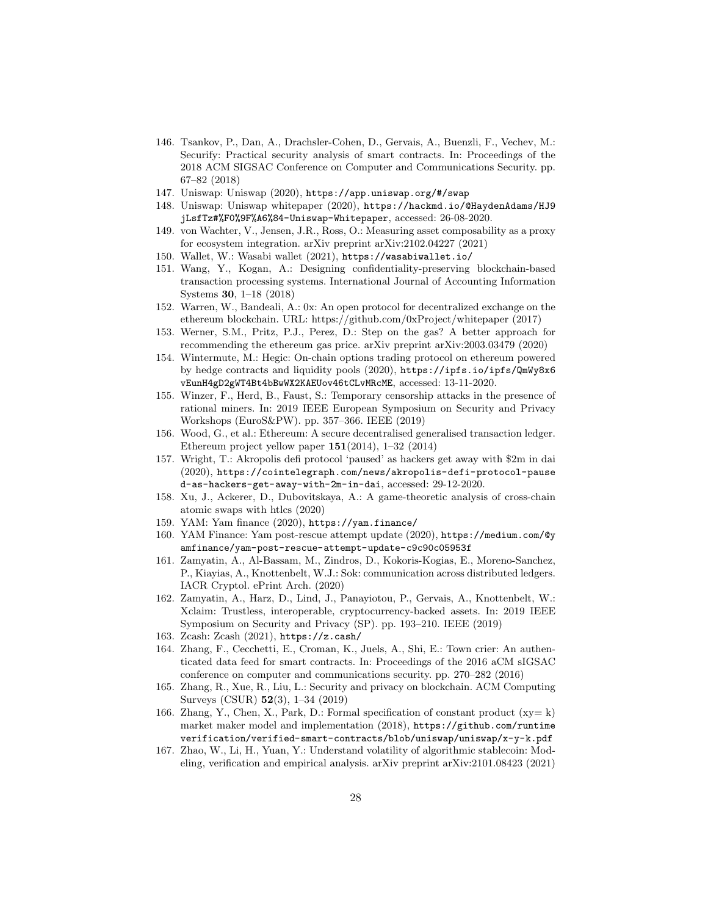146. Tsankov, P., Dan, A., Drachsler-Cohen, D., Gervais, A., Buenzli, F., Vechev, M.: Securify: Practical security analysis of smart contracts. In: Proceedings of the 2018 ACM SIGSAC Conference on Computer and Communications Security. pp. 67–82 (2018)
147. Uniswap: Uniswap (2020), https://app.uniswap.org/#/swap
148. Uniswap: Uniswap whitepaper (2020), https://hackmd.io/@HaydenAdams/HJ9jLsfTz#%F0%9F%A6%84-Uniswap-Whitepaper, accessed: 26-08-2020.
149. von Wachter, V., Jensen, J.R., Ross, O.: Measuring asset composability as a proxy for ecosystem integration. arXiv preprint arXiv:2102.04227 (2021)
150. Wallet, W.: Wasabi wallet (2021), https://wasabiwallet.io/
151. Wang, Y., Kogan, A.: Designing confidentiality-preserving blockchain-based transaction processing systems. International Journal of Accounting Information Systems **30**, 1–18 (2018)
152. Warren, W., Bandeali, A.: 0x: An open protocol for decentralized exchange on the ethereum blockchain. URL: https://github.com/0xProject/whitepaper (2017)
153. Werner, S.M., Pritz, P.J., Perez, D.: Step on the gas? A better approach for recommending the ethereum gas price. arXiv preprint arXiv:2003.03479 (2020)
154. Wintermute, M.: Hegic: On-chain options trading protocol on ethereum powered by hedge contracts and liquidity pools (2020), https://ipfs.io/ipfs/QmWy8x6vEunH4gD2gWT4Bt4bBwWX2KAEUov46tCLvMRcME, accessed: 13-11-2020.
155. Winzer, F., Herd, B., Faust, S.: Temporary censorship attacks in the presence of rational miners. In: 2019 IEEE European Symposium on Security and Privacy Workshops (EuroS&PW). pp. 357–366. IEEE (2019)
156. Wood, G., et al.: Ethereum: A secure decentralised generalised transaction ledger. Ethereum project yellow paper **151**(2014), 1–32 (2014)
157. Wright, T.: Akropolis defi protocol 'paused' as hackers get away with $2m in dai (2020), https://cointelegraph.com/news/akropolis-defi-protocol-paused-as-hackers-get-away-with-2m-in-dai, accessed: 29-12-2020.
158. Xu, J., Ackerer, D., Dubovitskaya, A.: A game-theoretic analysis of cross-chain atomic swaps with htlcs (2020)
159. YAM: Yam finance (2020), https://yam.finance/
160. YAM Finance: Yam post-rescue attempt update (2020), https://medium.com/@yamfinance/yam-post-rescue-attempt-update-c9c90c05953f
161. Zamyatin, A., Al-Bassam, M., Zindros, D., Kokoris-Kogias, E., Moreno-Sanchez, P., Kiayias, A., Knottenbelt, W.J.: Sok: communication across distributed ledgers. IACR Cryptol. ePrint Arch. (2020)
162. Zamyatin, A., Harz, D., Lind, J., Panayiotou, P., Gervais, A., Knottenbelt, W.: Xclaim: Trustless, interoperable, cryptocurrency-backed assets. In: 2019 IEEE Symposium on Security and Privacy (SP). pp. 193–210. IEEE (2019)
163. Zcash: Zcash (2021), https://z.cash/
164. Zhang, F., Cecchetti, E., Croman, K., Juels, A., Shi, E.: Town crier: An authenticated data feed for smart contracts. In: Proceedings of the 2016 aCM sIGSAC conference on computer and communications security. pp. 270–282 (2016)
165. Zhang, R., Xue, R., Liu, L.: Security and privacy on blockchain. ACM Computing Surveys (CSUR) **52**(3), 1–34 (2019)
166. Zhang, Y., Chen, X., Park, D.: Formal specification of constant product (xy= k) market maker model and implementation (2018), https://github.com/runtimeverification/verified-smart-contracts/blob/uniswap/uniswap/x-y-k.pdf
167. Zhao, W., Li, H., Yuan, Y.: Understand volatility of algorithmic stablecoin: Modeling, verification and empirical analysis. arXiv preprint arXiv:2101.08423 (2021)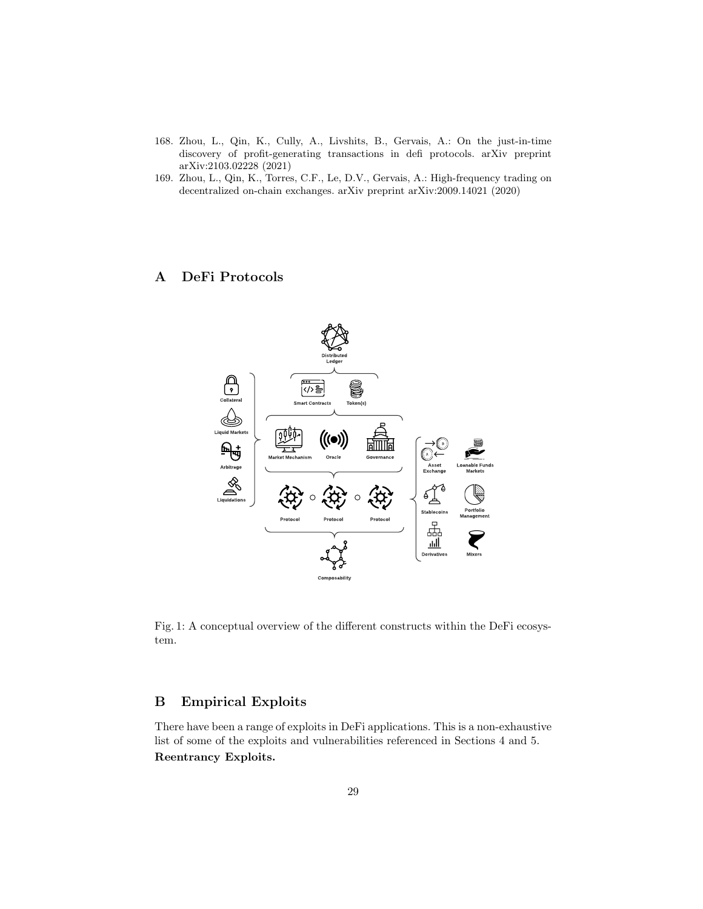168. Zhou, L., Qin, K., Cully, A., Livshits, B., Gervais, A.: On the just-in-time discovery of profit-generating transactions in defi protocols. arXiv preprint arXiv:2103.02228 (2021)
169. Zhou, L., Qin, K., Torres, C.F., Le, D.V., Gervais, A.: High-frequency trading on decentralized on-chain exchanges. arXiv preprint arXiv:2009.14021 (2020)

## A DeFi Protocols

Fig. 1: A conceptual overview of the different constructs within the DeFi ecosystem.

## B Empirical Exploits

There have been a range of exploits in DeFi applications. This is a non-exhaustive list of some of the exploits and vulnerabilities referenced in Sections 4 and 5.

**Reentrancy Exploits.**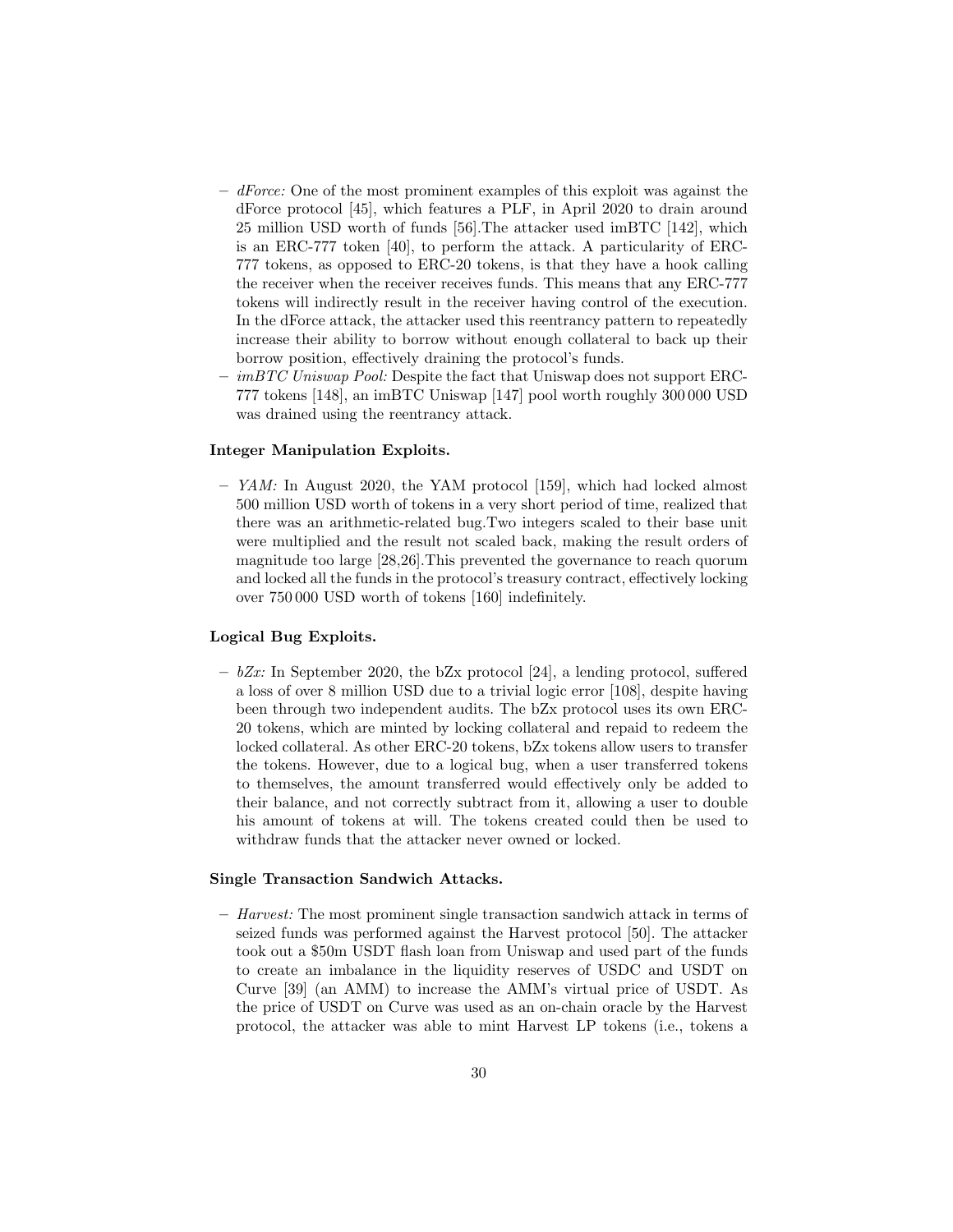- *dForce:* One of the most prominent examples of this exploit was against the dForce protocol [45], which features a PLF, in April 2020 to drain around 25 million USD worth of funds [56].The attacker used imBTC [142], which is an ERC-777 token [40], to perform the attack. A particularity of ERC-777 tokens, as opposed to ERC-20 tokens, is that they have a hook calling the receiver when the receiver receives funds. This means that any ERC-777 tokens will indirectly result in the receiver having control of the execution. In the dForce attack, the attacker used this reentrancy pattern to repeatedly increase their ability to borrow without enough collateral to back up their borrow position, effectively draining the protocol's funds.
- *imBTC Uniswap Pool:* Despite the fact that Uniswap does not support ERC-777 tokens [148], an imBTC Uniswap [147] pool worth roughly 300 000 USD was drained using the reentrancy attack.

**Integer Manipulation Exploits.**

- *YAM:* In August 2020, the YAM protocol [159], which had locked almost 500 million USD worth of tokens in a very short period of time, realized that there was an arithmetic-related bug.Two integers scaled to their base unit were multiplied and the result not scaled back, making the result orders of magnitude too large [28,26].This prevented the governance to reach quorum and locked all the funds in the protocol's treasury contract, effectively locking over 750 000 USD worth of tokens [160] indefinitely.

**Logical Bug Exploits.**

- *bZx:* In September 2020, the bZx protocol [24], a lending protocol, suffered a loss of over 8 million USD due to a trivial logic error [108], despite having been through two independent audits. The bZx protocol uses its own ERC-20 tokens, which are minted by locking collateral and repaid to redeem the locked collateral. As other ERC-20 tokens, bZx tokens allow users to transfer the tokens. However, due to a logical bug, when a user transferred tokens to themselves, the amount transferred would effectively only be added to their balance, and not correctly subtract from it, allowing a user to double his amount of tokens at will. The tokens created could then be used to withdraw funds that the attacker never owned or locked.

**Single Transaction Sandwich Attacks.**

- *Harvest:* The most prominent single transaction sandwich attack in terms of seized funds was performed against the Harvest protocol [50]. The attacker took out a $50m USDT flash loan from Uniswap and used part of the funds to create an imbalance in the liquidity reserves of USDC and USDT on Curve [39] (an AMM) to increase the AMM's virtual price of USDT. As the price of USDT on Curve was used as an on-chain oracle by the Harvest protocol, the attacker was able to mint Harvest LP tokens (i.e., tokens a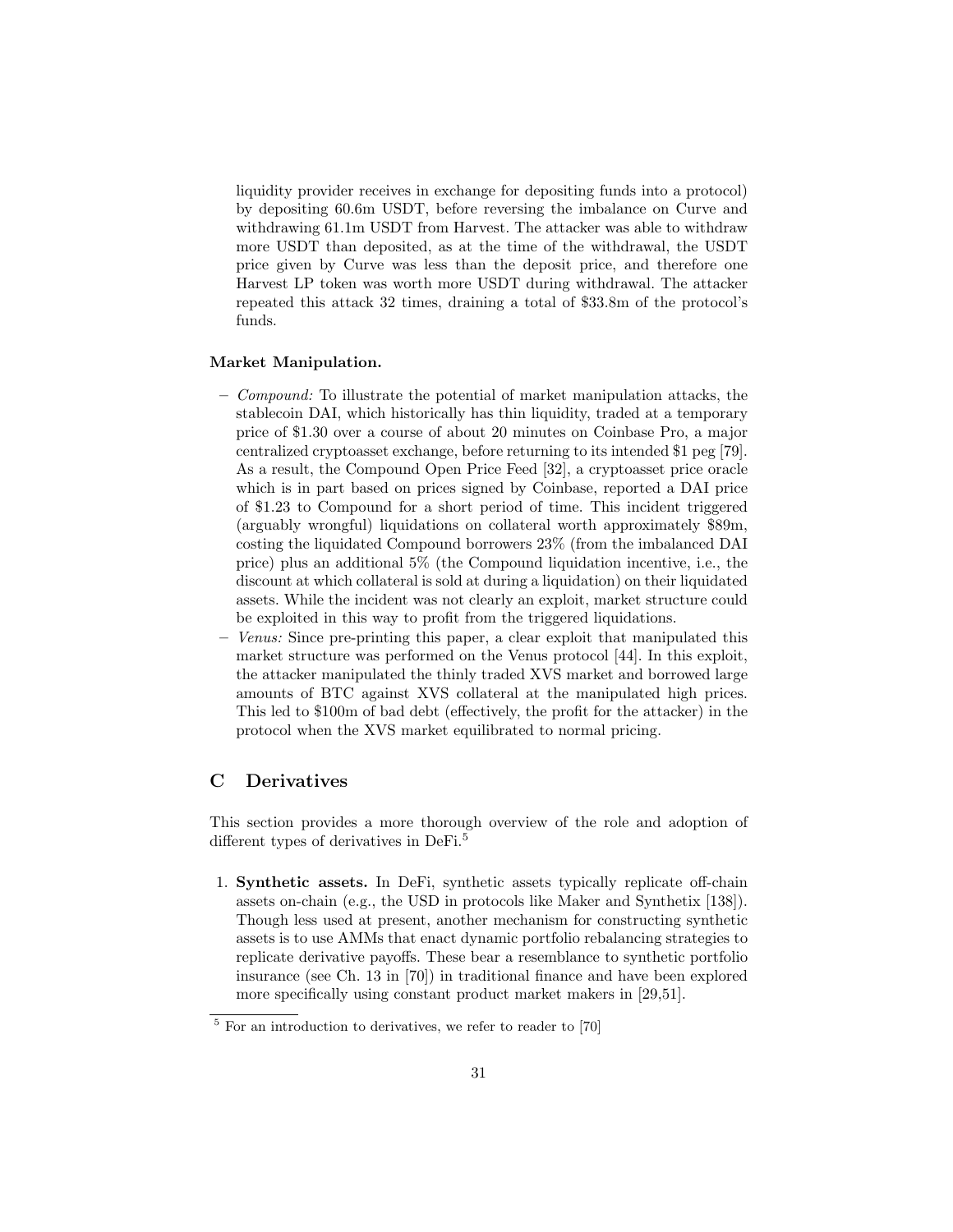liquidity provider receives in exchange for depositing funds into a protocol) by depositing 60.6m USDT, before reversing the imbalance on Curve and withdrawing 61.1m USDT from Harvest. The attacker was able to withdraw more USDT than deposited, as at the time of the withdrawal, the USDT price given by Curve was less than the deposit price, and therefore one Harvest LP token was worth more USDT during withdrawal. The attacker repeated this attack 32 times, draining a total of $33.8m of the protocol's funds.

**Market Manipulation.**

- *Compound:* To illustrate the potential of market manipulation attacks, the stablecoin DAI, which historically has thin liquidity, traded at a temporary price of $1.30 over a course of about 20 minutes on Coinbase Pro, a major centralized cryptoasset exchange, before returning to its intended $1 peg [79]. As a result, the Compound Open Price Feed [32], a cryptoasset price oracle which is in part based on prices signed by Coinbase, reported a DAI price of $1.23 to Compound for a short period of time. This incident triggered (arguably wrongful) liquidations on collateral worth approximately $89m, costing the liquidated Compound borrowers 23% (from the imbalanced DAI price) plus an additional 5% (the Compound liquidation incentive, i.e., the discount at which collateral is sold at during a liquidation) on their liquidated assets. While the incident was not clearly an exploit, market structure could be exploited in this way to profit from the triggered liquidations.
- *Venus:* Since pre-printing this paper, a clear exploit that manipulated this market structure was performed on the Venus protocol [44]. In this exploit, the attacker manipulated the thinly traded XVS market and borrowed large amounts of BTC against XVS collateral at the manipulated high prices. This led to $100m of bad debt (effectively, the profit for the attacker) in the protocol when the XVS market equilibrated to normal pricing.

## C Derivatives

This section provides a more thorough overview of the role and adoption of different types of derivatives in DeFi.[5]

1. **Synthetic assets.** In DeFi, synthetic assets typically replicate off-chain assets on-chain (e.g., the USD in protocols like Maker and Synthetix [138]). Though less used at present, another mechanism for constructing synthetic assets is to use AMMs that enact dynamic portfolio rebalancing strategies to replicate derivative payoffs. These bear a resemblance to synthetic portfolio insurance (see Ch. 13 in [70]) in traditional finance and have been explored more specifically using constant product market makers in [29,51].

[5] For an introduction to derivatives, we refer to reader to [70]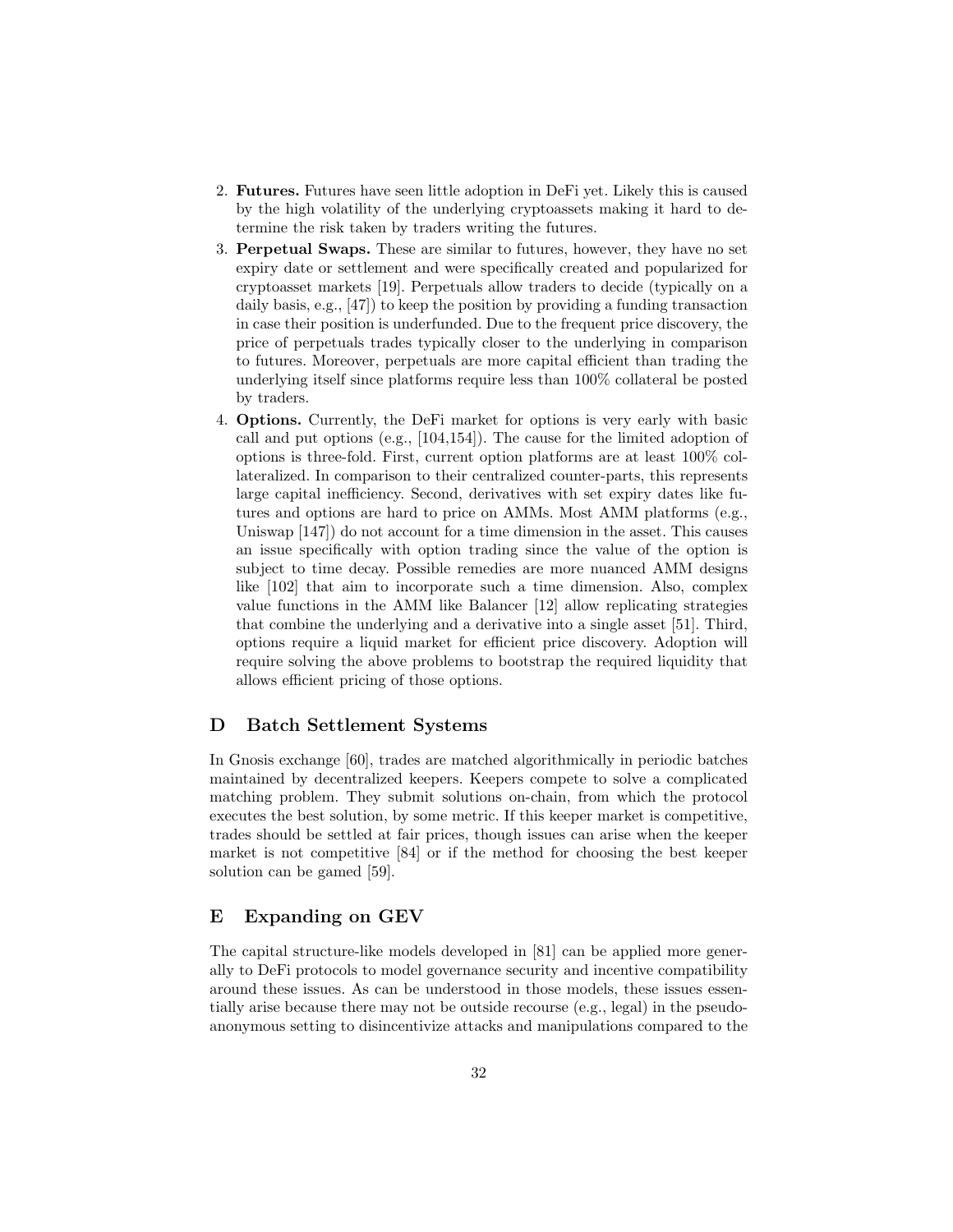2. **Futures.** Futures have seen little adoption in DeFi yet. Likely this is caused by the high volatility of the underlying cryptoassets making it hard to determine the risk taken by traders writing the futures.
3. **Perpetual Swaps.** These are similar to futures, however, they have no set expiry date or settlement and were specifically created and popularized for cryptoasset markets [19]. Perpetuals allow traders to decide (typically on a daily basis, e.g., [47]) to keep the position by providing a funding transaction in case their position is underfunded. Due to the frequent price discovery, the price of perpetuals trades typically closer to the underlying in comparison to futures. Moreover, perpetuals are more capital efficient than trading the underlying itself since platforms require less than 100% collateral be posted by traders.
4. **Options.** Currently, the DeFi market for options is very early with basic call and put options (e.g., [104,154]). The cause for the limited adoption of options is three-fold. First, current option platforms are at least 100% collateralized. In comparison to their centralized counter-parts, this represents large capital inefficiency. Second, derivatives with set expiry dates like futures and options are hard to price on AMMs. Most AMM platforms (e.g., Uniswap [147]) do not account for a time dimension in the asset. This causes an issue specifically with option trading since the value of the option is subject to time decay. Possible remedies are more nuanced AMM designs like [102] that aim to incorporate such a time dimension. Also, complex value functions in the AMM like Balancer [12] allow replicating strategies that combine the underlying and a derivative into a single asset [51]. Third, options require a liquid market for efficient price discovery. Adoption will require solving the above problems to bootstrap the required liquidity that allows efficient pricing of those options.

## D Batch Settlement Systems

In Gnosis exchange [60], trades are matched algorithmically in periodic batches maintained by decentralized keepers. Keepers compete to solve a complicated matching problem. They submit solutions on-chain, from which the protocol executes the best solution, by some metric. If this keeper market is competitive, trades should be settled at fair prices, though issues can arise when the keeper market is not competitive [84] or if the method for choosing the best keeper solution can be gamed [59].

## E Expanding on GEV

The capital structure-like models developed in [81] can be applied more generally to DeFi protocols to model governance security and incentive compatibility around these issues. As can be understood in those models, these issues essentially arise because there may not be outside recourse (e.g., legal) in the pseudo-anonymous setting to disincentivize attacks and manipulations compared to the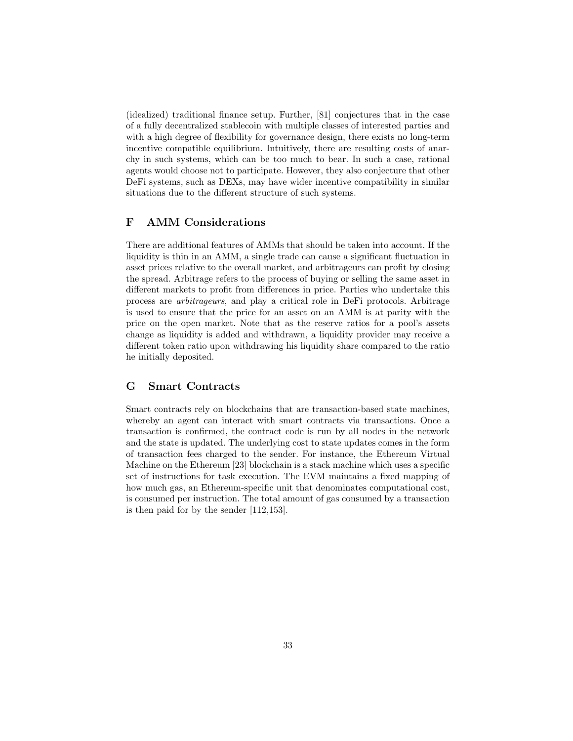(idealized) traditional finance setup. Further, [81] conjectures that in the case of a fully decentralized stablecoin with multiple classes of interested parties and with a high degree of flexibility for governance design, there exists no long-term incentive compatible equilibrium. Intuitively, there are resulting costs of anarchy in such systems, which can be too much to bear. In such a case, rational agents would choose not to participate. However, they also conjecture that other DeFi systems, such as DEXs, may have wider incentive compatibility in similar situations due to the different structure of such systems.

## F AMM Considerations

There are additional features of AMMs that should be taken into account. If the liquidity is thin in an AMM, a single trade can cause a significant fluctuation in asset prices relative to the overall market, and arbitrageurs can profit by closing the spread. Arbitrage refers to the process of buying or selling the same asset in different markets to profit from differences in price. Parties who undertake this process are *arbitrageurs*, and play a critical role in DeFi protocols. Arbitrage is used to ensure that the price for an asset on an AMM is at parity with the price on the open market. Note that as the reserve ratios for a pool's assets change as liquidity is added and withdrawn, a liquidity provider may receive a different token ratio upon withdrawing his liquidity share compared to the ratio he initially deposited.

## G Smart Contracts

Smart contracts rely on blockchains that are transaction-based state machines, whereby an agent can interact with smart contracts via transactions. Once a transaction is confirmed, the contract code is run by all nodes in the network and the state is updated. The underlying cost to state updates comes in the form of transaction fees charged to the sender. For instance, the Ethereum Virtual Machine on the Ethereum [23] blockchain is a stack machine which uses a specific set of instructions for task execution. The EVM maintains a fixed mapping of how much gas, an Ethereum-specific unit that denominates computational cost, is consumed per instruction. The total amount of gas consumed by a transaction is then paid for by the sender [112,153].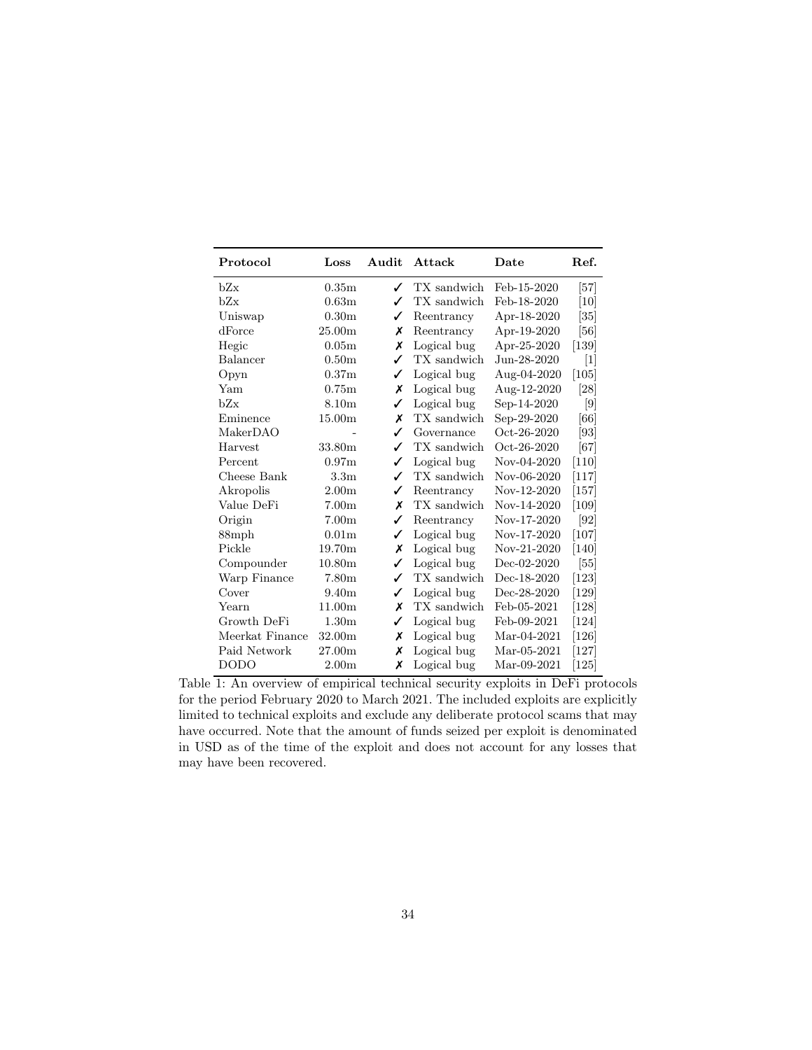| Protocol | Loss | Audit | Attack | Date | Ref. |
|---|---|---|---|---|---|
| bZx | 0.35m | ✓ | TX sandwich | Feb-15-2020 | [57] |
| bZx | 0.63m | ✓ | TX sandwich | Feb-18-2020 | [10] |
| Uniswap | 0.30m | ✓ | Reentrancy | Apr-18-2020 | [35] |
| dForce | 25.00m | ✗ | Reentrancy | Apr-19-2020 | [56] |
| Hegic | 0.05m | ✗ | Logical bug | Apr-25-2020 | [139] |
| Balancer | 0.50m | ✓ | TX sandwich | Jun-28-2020 | [1] |
| Opyn | 0.37m | ✓ | Logical bug | Aug-04-2020 | [105] |
| Yam | 0.75m | ✗ | Logical bug | Aug-12-2020 | [28] |
| bZx | 8.10m | ✓ | Logical bug | Sep-14-2020 | [9] |
| Eminence | 15.00m | ✗ | TX sandwich | Sep-29-2020 | [66] |
| MakerDAO | - | ✓ | Governance | Oct-26-2020 | [93] |
| Harvest | 33.80m | ✓ | TX sandwich | Oct-26-2020 | [67] |
| Percent | 0.97m | ✓ | Logical bug | Nov-04-2020 | [110] |
| Cheese Bank | 3.3m | ✓ | TX sandwich | Nov-06-2020 | [117] |
| Akropolis | 2.00m | ✓ | Reentrancy | Nov-12-2020 | [157] |
| Value DeFi | 7.00m | ✗ | TX sandwich | Nov-14-2020 | [109] |
| Origin | 7.00m | ✓ | Reentrancy | Nov-17-2020 | [92] |
| 88mph | 0.01m | ✓ | Logical bug | Nov-17-2020 | [107] |
| Pickle | 19.70m | ✗ | Logical bug | Nov-21-2020 | [140] |
| Compounder | 10.80m | ✓ | Logical bug | Dec-02-2020 | [55] |
| Warp Finance | 7.80m | ✓ | TX sandwich | Dec-18-2020 | [123] |
| Cover | 9.40m | ✓ | Logical bug | Dec-28-2020 | [129] |
| Yearn | 11.00m | ✗ | TX sandwich | Feb-05-2021 | [128] |
| Growth DeFi | 1.30m | ✓ | Logical bug | Feb-09-2021 | [124] |
| Meerkat Finance | 32.00m | ✗ | Logical bug | Mar-04-2021 | [126] |
| Paid Network | 27.00m | ✗ | Logical bug | Mar-05-2021 | [127] |
| DODO | 2.00m | ✗ | Logical bug | Mar-09-2021 | [125] |

Table 1: An overview of empirical technical security exploits in DeFi protocols for the period February 2020 to March 2021. The included exploits are explicitly limited to technical exploits and exclude any deliberate protocol scams that may have occurred. Note that the amount of funds seized per exploit is denominated in USD as of the time of the exploit and does not account for any losses that may have been recovered.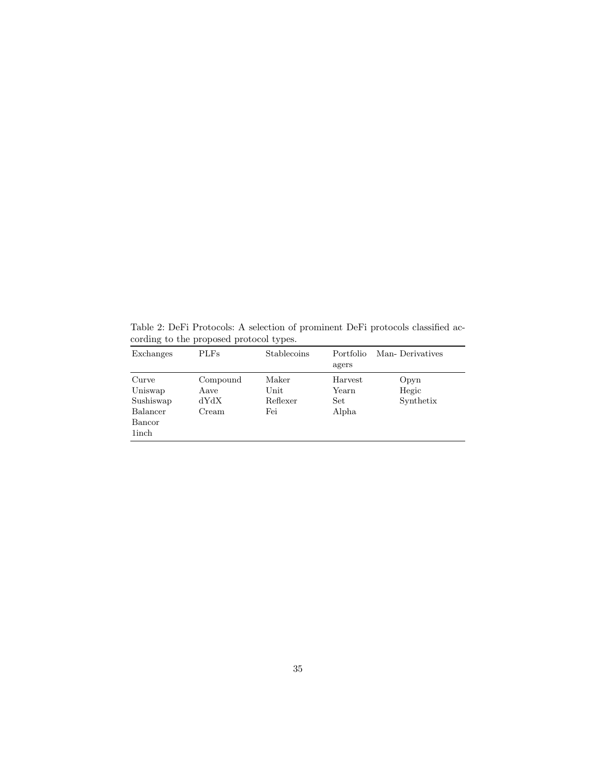Table 2: DeFi Protocols: A selection of prominent DeFi protocols classified according to the proposed protocol types.

| Exchanges | PLFs | Stablecoins | Portfolio Managers | Derivatives |
|---|---|---|---|---|
| Curve | Compound | Maker | Harvest | Opyn |
| Uniswap | Aave | Unit | Yearn | Hegic |
| Sushiswap | dYdX | Reflexer | Set | Synthetix |
| Balancer | Cream | Fei | Alpha | |
| Bancor | | | | |
| 1inch | | | | |